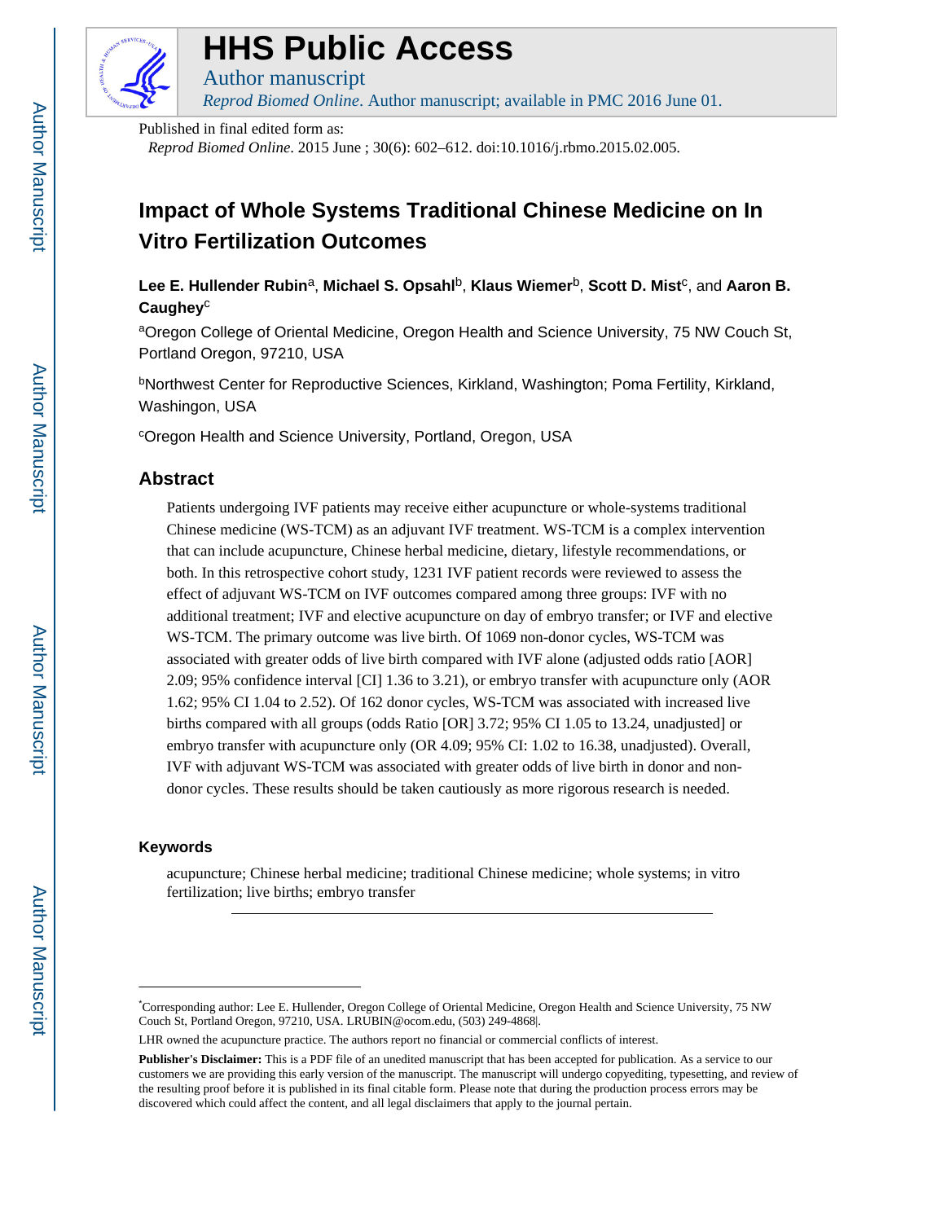# HHS Public Access

Author manuscript

*Reprod Biomed Online*. Author manuscript; available in PMC 2016 June 01.

Published in final edited form as:

*Reprod Biomed Online*. 2015 June ; 30(6): 602–612. doi:10.1016/j.rbmo.2015.02.005.

# Impact of Whole Systems Traditional Chinese Medicine on In Vitro Fertilization Outcomes

**Lee E. Hullender Rubin**[a], **Michael S. Opsahl**[b], **Klaus Wiemer**[b], **Scott D. Mist**[c], and **Aaron B. Caughey**[c]

[a]Oregon College of Oriental Medicine, Oregon Health and Science University, 75 NW Couch St, Portland Oregon, 97210, USA

[b]Northwest Center for Reproductive Sciences, Kirkland, Washington; Poma Fertility, Kirkland, Washingon, USA

[c]Oregon Health and Science University, Portland, Oregon, USA

## Abstract

Patients undergoing IVF patients may receive either acupuncture or whole-systems traditional Chinese medicine (WS-TCM) as an adjuvant IVF treatment. WS-TCM is a complex intervention that can include acupuncture, Chinese herbal medicine, dietary, lifestyle recommendations, or both. In this retrospective cohort study, 1231 IVF patient records were reviewed to assess the effect of adjuvant WS-TCM on IVF outcomes compared among three groups: IVF with no additional treatment; IVF and elective acupuncture on day of embryo transfer; or IVF and elective WS-TCM. The primary outcome was live birth. Of 1069 non-donor cycles, WS-TCM was associated with greater odds of live birth compared with IVF alone (adjusted odds ratio [AOR] 2.09; 95% confidence interval [CI] 1.36 to 3.21), or embryo transfer with acupuncture only (AOR 1.62; 95% CI 1.04 to 2.52). Of 162 donor cycles, WS-TCM was associated with increased live births compared with all groups (odds Ratio [OR] 3.72; 95% CI 1.05 to 13.24, unadjusted] or embryo transfer with acupuncture only (OR 4.09; 95% CI: 1.02 to 16.38, unadjusted). Overall, IVF with adjuvant WS-TCM was associated with greater odds of live birth in donor and non-donor cycles. These results should be taken cautiously as more rigorous research is needed.

### Keywords

acupuncture; Chinese herbal medicine; traditional Chinese medicine; whole systems; in vitro fertilization; live births; embryo transfer

---

*Corresponding author: Lee E. Hullender, Oregon College of Oriental Medicine, Oregon Health and Science University, 75 NW Couch St, Portland Oregon, 97210, USA. LRUBIN@ocom.edu, (503) 249-4868|.

LHR owned the acupuncture practice. The authors report no financial or commercial conflicts of interest.

**Publisher's Disclaimer:** This is a PDF file of an unedited manuscript that has been accepted for publication. As a service to our customers we are providing this early version of the manuscript. The manuscript will undergo copyediting, typesetting, and review of the resulting proof before it is published in its final citable form. Please note that during the production process errors may be discovered which could affect the content, and all legal disclaimers that apply to the journal pertain.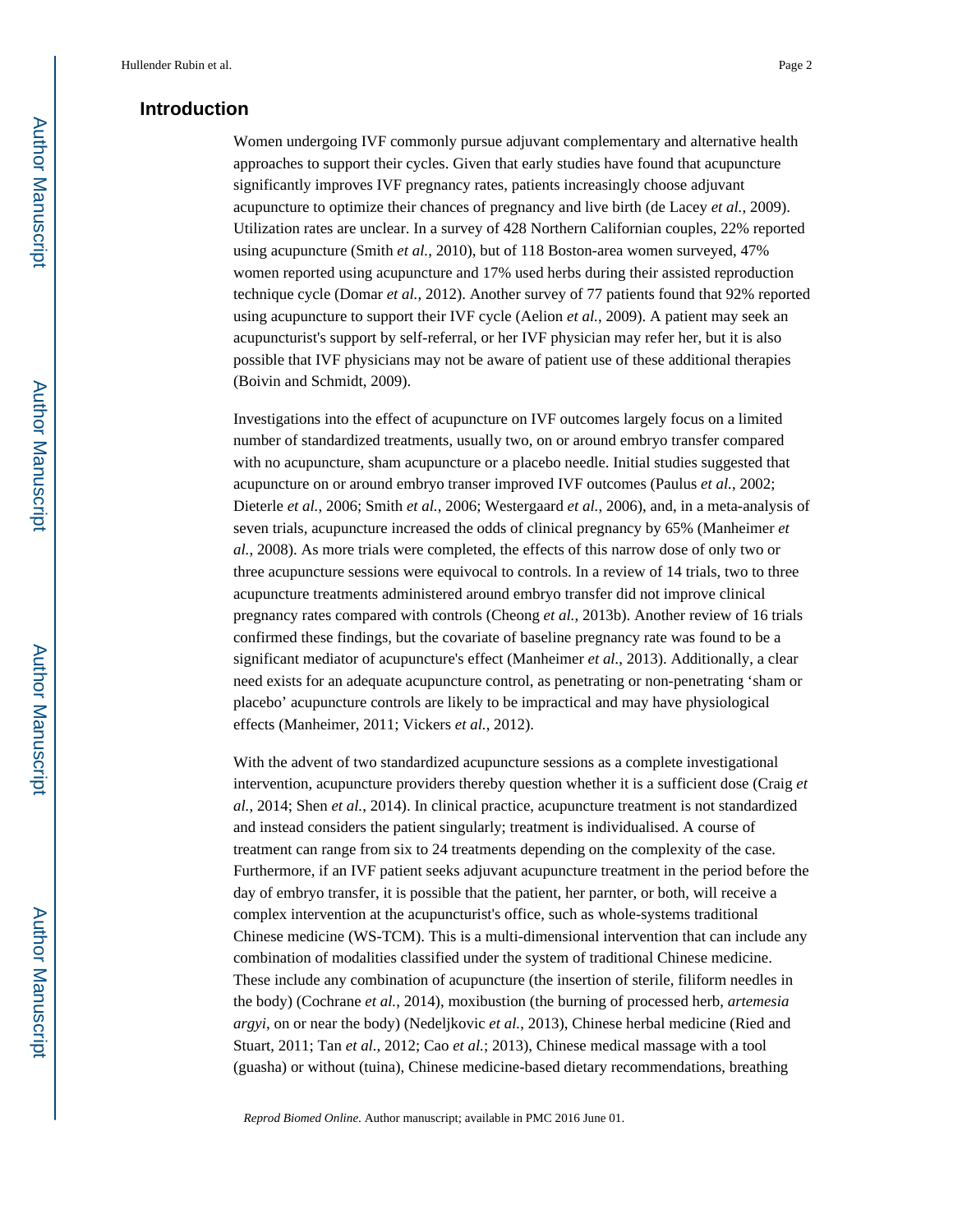## Introduction

Women undergoing IVF commonly pursue adjuvant complementary and alternative health approaches to support their cycles. Given that early studies have found that acupuncture significantly improves IVF pregnancy rates, patients increasingly choose adjuvant acupuncture to optimize their chances of pregnancy and live birth (de Lacey *et al.*, 2009). Utilization rates are unclear. In a survey of 428 Northern Californian couples, 22% reported using acupuncture (Smith *et al.*, 2010), but of 118 Boston-area women surveyed, 47% women reported using acupuncture and 17% used herbs during their assisted reproduction technique cycle (Domar *et al.*, 2012). Another survey of 77 patients found that 92% reported using acupuncture to support their IVF cycle (Aelion *et al.*, 2009). A patient may seek an acupuncturist's support by self-referral, or her IVF physician may refer her, but it is also possible that IVF physicians may not be aware of patient use of these additional therapies (Boivin and Schmidt, 2009).

Investigations into the effect of acupuncture on IVF outcomes largely focus on a limited number of standardized treatments, usually two, on or around embryo transfer compared with no acupuncture, sham acupuncture or a placebo needle. Initial studies suggested that acupuncture on or around embryo transer improved IVF outcomes (Paulus *et al.*, 2002; Dieterle *et al.*, 2006; Smith *et al.*, 2006; Westergaard *et al.*, 2006), and, in a meta-analysis of seven trials, acupuncture increased the odds of clinical pregnancy by 65% (Manheimer *et al.*, 2008). As more trials were completed, the effects of this narrow dose of only two or three acupuncture sessions were equivocal to controls. In a review of 14 trials, two to three acupuncture treatments administered around embryo transfer did not improve clinical pregnancy rates compared with controls (Cheong *et al.*, 2013b). Another review of 16 trials confirmed these findings, but the covariate of baseline pregnancy rate was found to be a significant mediator of acupuncture's effect (Manheimer *et al.*, 2013). Additionally, a clear need exists for an adequate acupuncture control, as penetrating or non-penetrating 'sham or placebo' acupuncture controls are likely to be impractical and may have physiological effects (Manheimer, 2011; Vickers *et al.*, 2012).

With the advent of two standardized acupuncture sessions as a complete investigational intervention, acupuncture providers thereby question whether it is a sufficient dose (Craig *et al.*, 2014; Shen *et al.*, 2014). In clinical practice, acupuncture treatment is not standardized and instead considers the patient singularly; treatment is individualised. A course of treatment can range from six to 24 treatments depending on the complexity of the case. Furthermore, if an IVF patient seeks adjuvant acupuncture treatment in the period before the day of embryo transfer, it is possible that the patient, her parnter, or both, will receive a complex intervention at the acupuncturist's office, such as whole-systems traditional Chinese medicine (WS-TCM). This is a multi-dimensional intervention that can include any combination of modalities classified under the system of traditional Chinese medicine. These include any combination of acupuncture (the insertion of sterile, filiform needles in the body) (Cochrane *et al.*, 2014), moxibustion (the burning of processed herb, *artemesia argyi*, on or near the body) (Nedeljkovic *et al.*, 2013), Chinese herbal medicine (Ried and Stuart, 2011; Tan *et al.*, 2012; Cao *et al.*; 2013), Chinese medical massage with a tool (guasha) or without (tuina), Chinese medicine-based dietary recommendations, breathing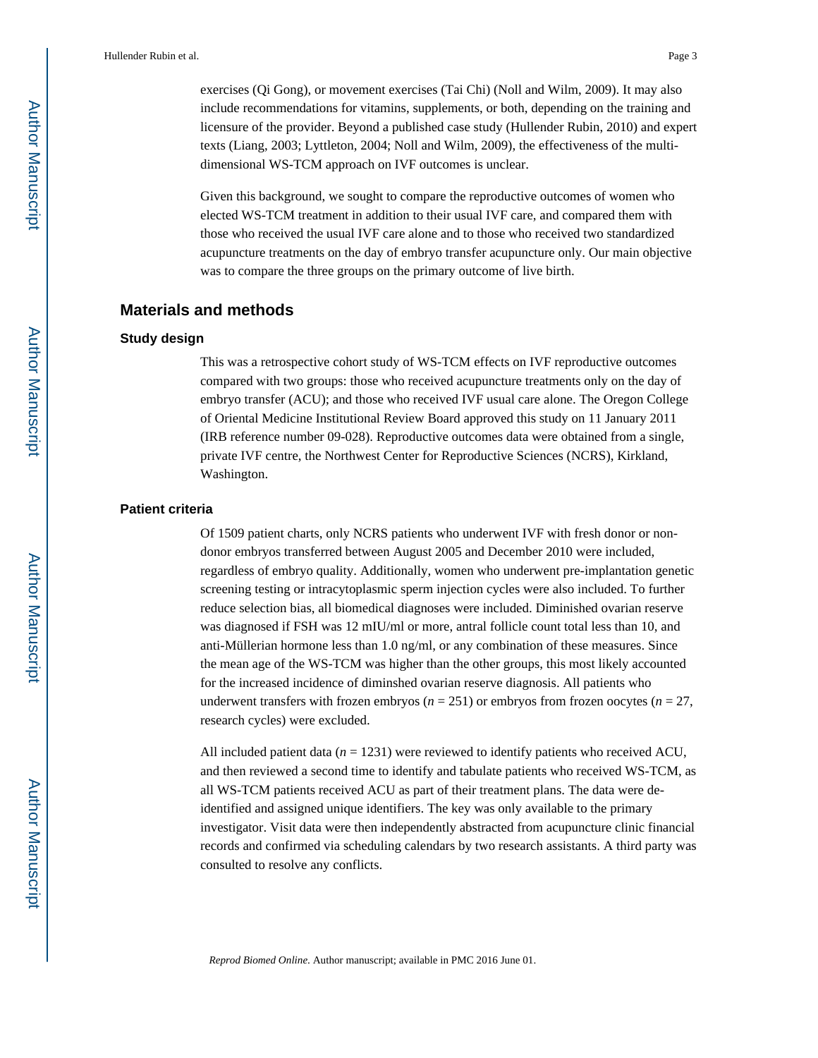exercises (Qi Gong), or movement exercises (Tai Chi) (Noll and Wilm, 2009). It may also include recommendations for vitamins, supplements, or both, depending on the training and licensure of the provider. Beyond a published case study (Hullender Rubin, 2010) and expert texts (Liang, 2003; Lyttleton, 2004; Noll and Wilm, 2009), the effectiveness of the multi-dimensional WS-TCM approach on IVF outcomes is unclear.

Given this background, we sought to compare the reproductive outcomes of women who elected WS-TCM treatment in addition to their usual IVF care, and compared them with those who received the usual IVF care alone and to those who received two standardized acupuncture treatments on the day of embryo transfer acupuncture only. Our main objective was to compare the three groups on the primary outcome of live birth.

## Materials and methods

### Study design

This was a retrospective cohort study of WS-TCM effects on IVF reproductive outcomes compared with two groups: those who received acupuncture treatments only on the day of embryo transfer (ACU); and those who received IVF usual care alone. The Oregon College of Oriental Medicine Institutional Review Board approved this study on 11 January 2011 (IRB reference number 09-028). Reproductive outcomes data were obtained from a single, private IVF centre, the Northwest Center for Reproductive Sciences (NCRS), Kirkland, Washington.

### Patient criteria

Of 1509 patient charts, only NCRS patients who underwent IVF with fresh donor or non-donor embryos transferred between August 2005 and December 2010 were included, regardless of embryo quality. Additionally, women who underwent pre-implantation genetic screening testing or intracytoplasmic sperm injection cycles were also included. To further reduce selection bias, all biomedical diagnoses were included. Diminished ovarian reserve was diagnosed if FSH was 12 mIU/ml or more, antral follicle count total less than 10, and anti-Müllerian hormone less than 1.0 ng/ml, or any combination of these measures. Since the mean age of the WS-TCM was higher than the other groups, this most likely accounted for the increased incidence of diminshed ovarian reserve diagnosis. All patients who underwent transfers with frozen embryos ($n$ = 251) or embryos from frozen oocytes ($n$ = 27, research cycles) were excluded.

All included patient data ($n$ = 1231) were reviewed to identify patients who received ACU, and then reviewed a second time to identify and tabulate patients who received WS-TCM, as all WS-TCM patients received ACU as part of their treatment plans. The data were de-identified and assigned unique identifiers. The key was only available to the primary investigator. Visit data were then independently abstracted from acupuncture clinic financial records and confirmed via scheduling calendars by two research assistants. A third party was consulted to resolve any conflicts.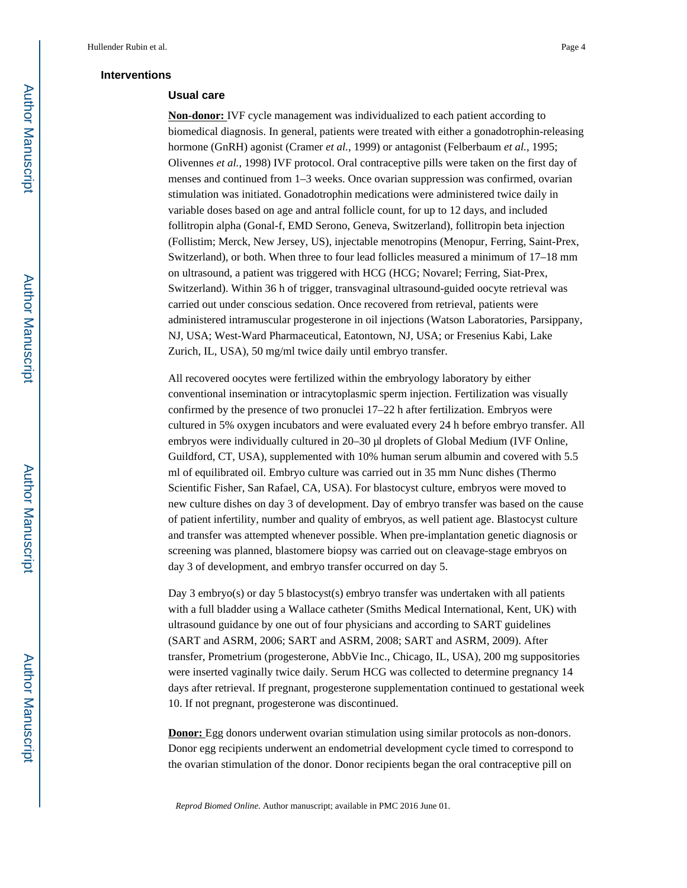## Interventions

### Usual care

**Non-donor:** IVF cycle management was individualized to each patient according to biomedical diagnosis. In general, patients were treated with either a gonadotrophin-releasing hormone (GnRH) agonist (Cramer *et al.*, 1999) or antagonist (Felberbaum *et al.*, 1995; Olivennes *et al.*, 1998) IVF protocol. Oral contraceptive pills were taken on the first day of menses and continued from 1–3 weeks. Once ovarian suppression was confirmed, ovarian stimulation was initiated. Gonadotrophin medications were administered twice daily in variable doses based on age and antral follicle count, for up to 12 days, and included follitropin alpha (Gonal-f, EMD Serono, Geneva, Switzerland), follitropin beta injection (Follistim; Merck, New Jersey, US), injectable menotropins (Menopur, Ferring, Saint-Prex, Switzerland), or both. When three to four lead follicles measured a minimum of 17–18 mm on ultrasound, a patient was triggered with HCG (HCG; Novarel; Ferring, Siat-Prex, Switzerland). Within 36 h of trigger, transvaginal ultrasound-guided oocyte retrieval was carried out under conscious sedation. Once recovered from retrieval, patients were administered intramuscular progesterone in oil injections (Watson Laboratories, Parsippany, NJ, USA; West-Ward Pharmaceutical, Eatontown, NJ, USA; or Fresenius Kabi, Lake Zurich, IL, USA), 50 mg/ml twice daily until embryo transfer.

All recovered oocytes were fertilized within the embryology laboratory by either conventional insemination or intracytoplasmic sperm injection. Fertilization was visually confirmed by the presence of two pronuclei 17–22 h after fertilization. Embryos were cultured in 5% oxygen incubators and were evaluated every 24 h before embryo transfer. All embryos were individually cultured in 20–30 μl droplets of Global Medium (IVF Online, Guildford, CT, USA), supplemented with 10% human serum albumin and covered with 5.5 ml of equilibrated oil. Embryo culture was carried out in 35 mm Nunc dishes (Thermo Scientific Fisher, San Rafael, CA, USA). For blastocyst culture, embryos were moved to new culture dishes on day 3 of development. Day of embryo transfer was based on the cause of patient infertility, number and quality of embryos, as well patient age. Blastocyst culture and transfer was attempted whenever possible. When pre-implantation genetic diagnosis or screening was planned, blastomere biopsy was carried out on cleavage-stage embryos on day 3 of development, and embryo transfer occurred on day 5.

Day 3 embryo(s) or day 5 blastocyst(s) embryo transfer was undertaken with all patients with a full bladder using a Wallace catheter (Smiths Medical International, Kent, UK) with ultrasound guidance by one out of four physicians and according to SART guidelines (SART and ASRM, 2006; SART and ASRM, 2008; SART and ASRM, 2009). After transfer, Prometrium (progesterone, AbbVie Inc., Chicago, IL, USA), 200 mg suppositories were inserted vaginally twice daily. Serum HCG was collected to determine pregnancy 14 days after retrieval. If pregnant, progesterone supplementation continued to gestational week 10. If not pregnant, progesterone was discontinued.

**Donor:** Egg donors underwent ovarian stimulation using similar protocols as non-donors. Donor egg recipients underwent an endometrial development cycle timed to correspond to the ovarian stimulation of the donor. Donor recipients began the oral contraceptive pill on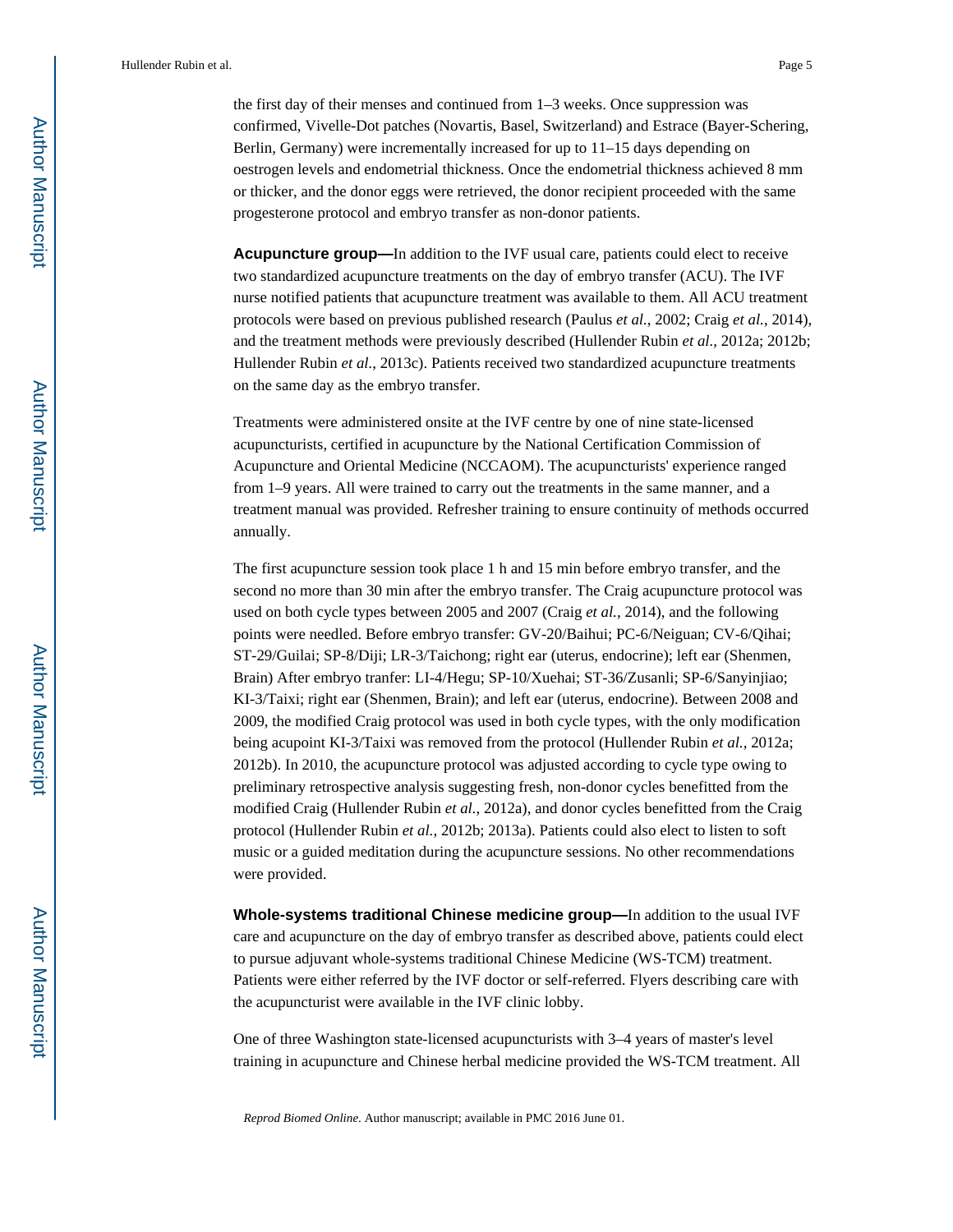the first day of their menses and continued from 1–3 weeks. Once suppression was confirmed, Vivelle-Dot patches (Novartis, Basel, Switzerland) and Estrace (Bayer-Schering, Berlin, Germany) were incrementally increased for up to 11–15 days depending on oestrogen levels and endometrial thickness. Once the endometrial thickness achieved 8 mm or thicker, and the donor eggs were retrieved, the donor recipient proceeded with the same progesterone protocol and embryo transfer as non-donor patients.

**Acupuncture group—**In addition to the IVF usual care, patients could elect to receive two standardized acupuncture treatments on the day of embryo transfer (ACU). The IVF nurse notified patients that acupuncture treatment was available to them. All ACU treatment protocols were based on previous published research (Paulus *et al.*, 2002; Craig *et al.*, 2014), and the treatment methods were previously described (Hullender Rubin *et al.*, 2012a; 2012b; Hullender Rubin *et al.*, 2013c). Patients received two standardized acupuncture treatments on the same day as the embryo transfer.

Treatments were administered onsite at the IVF centre by one of nine state-licensed acupuncturists, certified in acupuncture by the National Certification Commission of Acupuncture and Oriental Medicine (NCCAOM). The acupuncturists' experience ranged from 1–9 years. All were trained to carry out the treatments in the same manner, and a treatment manual was provided. Refresher training to ensure continuity of methods occurred annually.

The first acupuncture session took place 1 h and 15 min before embryo transfer, and the second no more than 30 min after the embryo transfer. The Craig acupuncture protocol was used on both cycle types between 2005 and 2007 (Craig *et al.*, 2014), and the following points were needled. Before embryo transfer: GV-20/Baihui; PC-6/Neiguan; CV-6/Qihai; ST-29/Guilai; SP-8/Diji; LR-3/Taichong; right ear (uterus, endocrine); left ear (Shenmen, Brain) After embryo tranfer: LI-4/Hegu; SP-10/Xuehai; ST-36/Zusanli; SP-6/Sanyinjiao; KI-3/Taixi; right ear (Shenmen, Brain); and left ear (uterus, endocrine). Between 2008 and 2009, the modified Craig protocol was used in both cycle types, with the only modification being acupoint KI-3/Taixi was removed from the protocol (Hullender Rubin *et al.*, 2012a; 2012b). In 2010, the acupuncture protocol was adjusted according to cycle type owing to preliminary retrospective analysis suggesting fresh, non-donor cycles benefitted from the modified Craig (Hullender Rubin *et al.*, 2012a), and donor cycles benefitted from the Craig protocol (Hullender Rubin *et al.*, 2012b; 2013a). Patients could also elect to listen to soft music or a guided meditation during the acupuncture sessions. No other recommendations were provided.

**Whole-systems traditional Chinese medicine group—**In addition to the usual IVF care and acupuncture on the day of embryo transfer as described above, patients could elect to pursue adjuvant whole-systems traditional Chinese Medicine (WS-TCM) treatment. Patients were either referred by the IVF doctor or self-referred. Flyers describing care with the acupuncturist were available in the IVF clinic lobby.

One of three Washington state-licensed acupuncturists with 3–4 years of master's level training in acupuncture and Chinese herbal medicine provided the WS-TCM treatment. All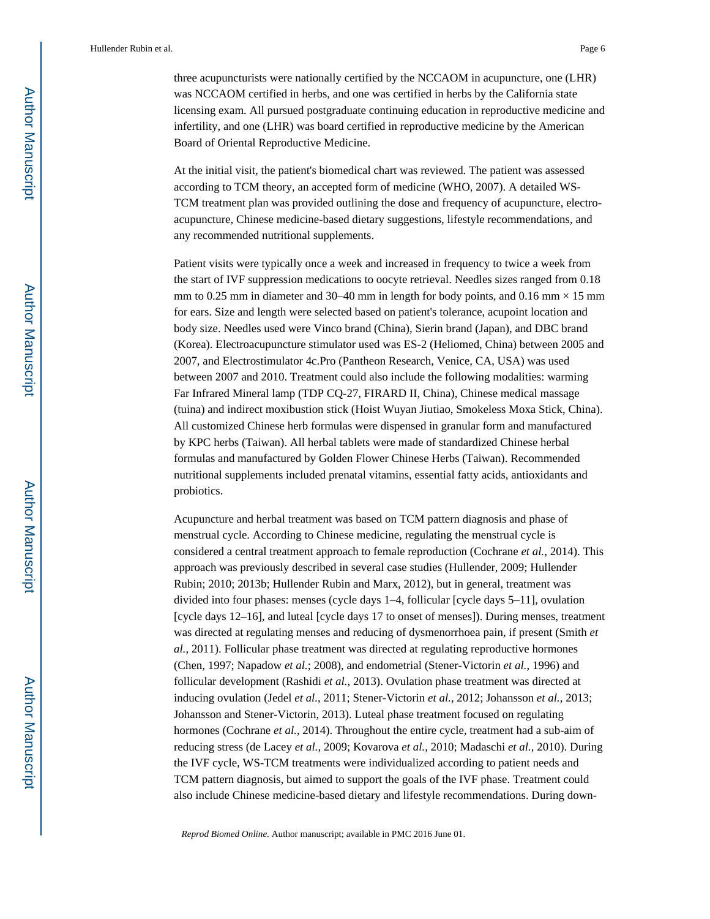three acupuncturists were nationally certified by the NCCAOM in acupuncture, one (LHR) was NCCAOM certified in herbs, and one was certified in herbs by the California state licensing exam. All pursued postgraduate continuing education in reproductive medicine and infertility, and one (LHR) was board certified in reproductive medicine by the American Board of Oriental Reproductive Medicine.

At the initial visit, the patient's biomedical chart was reviewed. The patient was assessed according to TCM theory, an accepted form of medicine (WHO, 2007). A detailed WS-TCM treatment plan was provided outlining the dose and frequency of acupuncture, electro-acupuncture, Chinese medicine-based dietary suggestions, lifestyle recommendations, and any recommended nutritional supplements.

Patient visits were typically once a week and increased in frequency to twice a week from the start of IVF suppression medications to oocyte retrieval. Needles sizes ranged from 0.18 mm to 0.25 mm in diameter and 30–40 mm in length for body points, and 0.16 mm × 15 mm for ears. Size and length were selected based on patient's tolerance, acupoint location and body size. Needles used were Vinco brand (China), Sierin brand (Japan), and DBC brand (Korea). Electroacupuncture stimulator used was ES-2 (Heliomed, China) between 2005 and 2007, and Electrostimulator 4c.Pro (Pantheon Research, Venice, CA, USA) was used between 2007 and 2010. Treatment could also include the following modalities: warming Far Infrared Mineral lamp (TDP CQ-27, FIRARD II, China), Chinese medical massage (tuina) and indirect moxibustion stick (Hoist Wuyan Jiutiao, Smokeless Moxa Stick, China). All customized Chinese herb formulas were dispensed in granular form and manufactured by KPC herbs (Taiwan). All herbal tablets were made of standardized Chinese herbal formulas and manufactured by Golden Flower Chinese Herbs (Taiwan). Recommended nutritional supplements included prenatal vitamins, essential fatty acids, antioxidants and probiotics.

Acupuncture and herbal treatment was based on TCM pattern diagnosis and phase of menstrual cycle. According to Chinese medicine, regulating the menstrual cycle is considered a central treatment approach to female reproduction (Cochrane *et al.*, 2014). This approach was previously described in several case studies (Hullender, 2009; Hullender Rubin; 2010; 2013b; Hullender Rubin and Marx, 2012), but in general, treatment was divided into four phases: menses (cycle days 1–4, follicular [cycle days 5–11], ovulation [cycle days 12–16], and luteal [cycle days 17 to onset of menses]). During menses, treatment was directed at regulating menses and reducing of dysmenorrhoea pain, if present (Smith *et al.*, 2011). Follicular phase treatment was directed at regulating reproductive hormones (Chen, 1997; Napadow *et al.*; 2008), and endometrial (Stener-Victorin *et al.*, 1996) and follicular development (Rashidi *et al.*, 2013). Ovulation phase treatment was directed at inducing ovulation (Jedel *et al.*, 2011; Stener-Victorin *et al.*, 2012; Johansson *et al.*, 2013; Johansson and Stener-Victorin, 2013). Luteal phase treatment focused on regulating hormones (Cochrane *et al.*, 2014). Throughout the entire cycle, treatment had a sub-aim of reducing stress (de Lacey *et al.*, 2009; Kovarova *et al.*, 2010; Madaschi *et al.*, 2010). During the IVF cycle, WS-TCM treatments were individualized according to patient needs and TCM pattern diagnosis, but aimed to support the goals of the IVF phase. Treatment could also include Chinese medicine-based dietary and lifestyle recommendations. During down-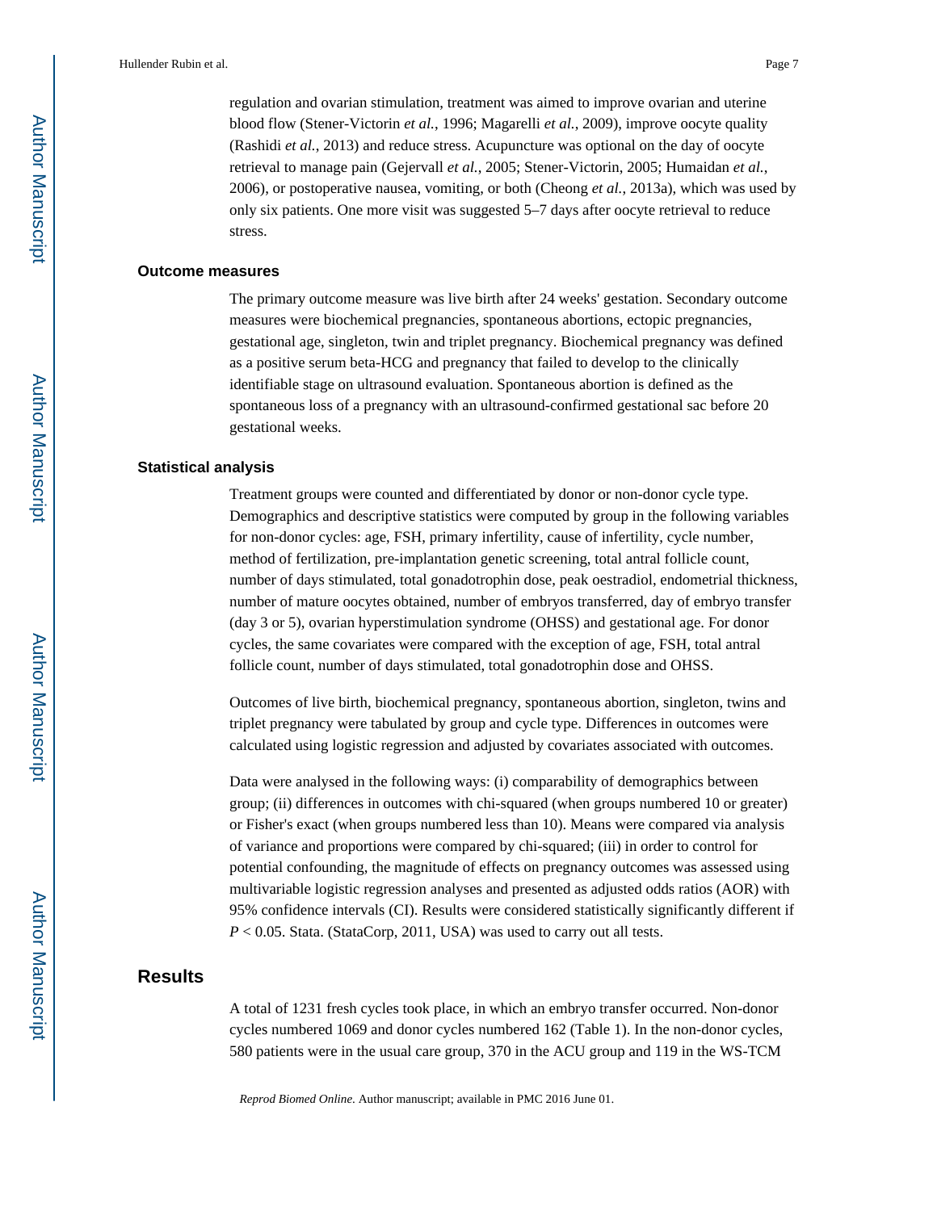regulation and ovarian stimulation, treatment was aimed to improve ovarian and uterine blood flow (Stener-Victorin *et al.*, 1996; Magarelli *et al.*, 2009), improve oocyte quality (Rashidi *et al.*, 2013) and reduce stress. Acupuncture was optional on the day of oocyte retrieval to manage pain (Gejervall *et al.*, 2005; Stener-Victorin, 2005; Humaidan *et al.*, 2006), or postoperative nausea, vomiting, or both (Cheong *et al.*, 2013a), which was used by only six patients. One more visit was suggested 5–7 days after oocyte retrieval to reduce stress.

### Outcome measures

The primary outcome measure was live birth after 24 weeks' gestation. Secondary outcome measures were biochemical pregnancies, spontaneous abortions, ectopic pregnancies, gestational age, singleton, twin and triplet pregnancy. Biochemical pregnancy was defined as a positive serum beta-HCG and pregnancy that failed to develop to the clinically identifiable stage on ultrasound evaluation. Spontaneous abortion is defined as the spontaneous loss of a pregnancy with an ultrasound-confirmed gestational sac before 20 gestational weeks.

### Statistical analysis

Treatment groups were counted and differentiated by donor or non-donor cycle type. Demographics and descriptive statistics were computed by group in the following variables for non-donor cycles: age, FSH, primary infertility, cause of infertility, cycle number, method of fertilization, pre-implantation genetic screening, total antral follicle count, number of days stimulated, total gonadotrophin dose, peak oestradiol, endometrial thickness, number of mature oocytes obtained, number of embryos transferred, day of embryo transfer (day 3 or 5), ovarian hyperstimulation syndrome (OHSS) and gestational age. For donor cycles, the same covariates were compared with the exception of age, FSH, total antral follicle count, number of days stimulated, total gonadotrophin dose and OHSS.

Outcomes of live birth, biochemical pregnancy, spontaneous abortion, singleton, twins and triplet pregnancy were tabulated by group and cycle type. Differences in outcomes were calculated using logistic regression and adjusted by covariates associated with outcomes.

Data were analysed in the following ways: (i) comparability of demographics between group; (ii) differences in outcomes with chi-squared (when groups numbered 10 or greater) or Fisher's exact (when groups numbered less than 10). Means were compared via analysis of variance and proportions were compared by chi-squared; (iii) in order to control for potential confounding, the magnitude of effects on pregnancy outcomes was assessed using multivariable logistic regression analyses and presented as adjusted odds ratios (AOR) with 95% confidence intervals (CI). Results were considered statistically significantly different if $P < 0.05$. Stata. (StataCorp, 2011, USA) was used to carry out all tests.

## Results

A total of 1231 fresh cycles took place, in which an embryo transfer occurred. Non-donor cycles numbered 1069 and donor cycles numbered 162 (Table 1). In the non-donor cycles, 580 patients were in the usual care group, 370 in the ACU group and 119 in the WS-TCM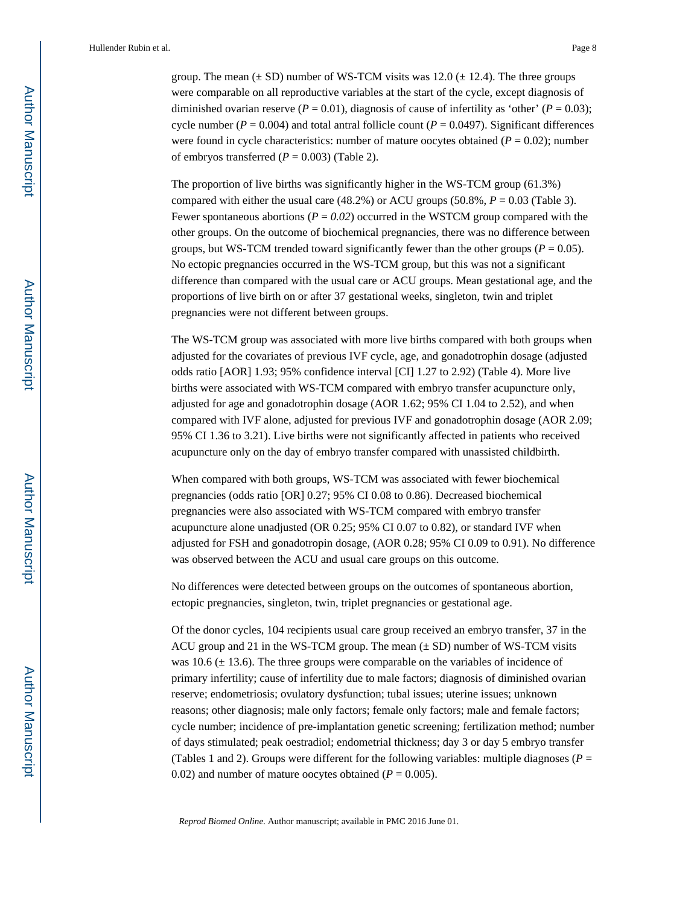group. The mean (± SD) number of WS-TCM visits was 12.0 (± 12.4). The three groups were comparable on all reproductive variables at the start of the cycle, except diagnosis of diminished ovarian reserve (*P* = 0.01), diagnosis of cause of infertility as 'other' (*P* = 0.03); cycle number (*P* = 0.004) and total antral follicle count (*P* = 0.0497). Significant differences were found in cycle characteristics: number of mature oocytes obtained (*P* = 0.02); number of embryos transferred (*P* = 0.003) (Table 2).

The proportion of live births was significantly higher in the WS-TCM group (61.3%) compared with either the usual care (48.2%) or ACU groups (50.8%, *P* = 0.03 (Table 3). Fewer spontaneous abortions (*P = 0.02*) occurred in the WSTCM group compared with the other groups. On the outcome of biochemical pregnancies, there was no difference between groups, but WS-TCM trended toward significantly fewer than the other groups (*P* = 0.05). No ectopic pregnancies occurred in the WS-TCM group, but this was not a significant difference than compared with the usual care or ACU groups. Mean gestational age, and the proportions of live birth on or after 37 gestational weeks, singleton, twin and triplet pregnancies were not different between groups.

The WS-TCM group was associated with more live births compared with both groups when adjusted for the covariates of previous IVF cycle, age, and gonadotrophin dosage (adjusted odds ratio [AOR] 1.93; 95% confidence interval [CI] 1.27 to 2.92) (Table 4). More live births were associated with WS-TCM compared with embryo transfer acupuncture only, adjusted for age and gonadotrophin dosage (AOR 1.62; 95% CI 1.04 to 2.52), and when compared with IVF alone, adjusted for previous IVF and gonadotrophin dosage (AOR 2.09; 95% CI 1.36 to 3.21). Live births were not significantly affected in patients who received acupuncture only on the day of embryo transfer compared with unassisted childbirth.

When compared with both groups, WS-TCM was associated with fewer biochemical pregnancies (odds ratio [OR] 0.27; 95% CI 0.08 to 0.86). Decreased biochemical pregnancies were also associated with WS-TCM compared with embryo transfer acupuncture alone unadjusted (OR 0.25; 95% CI 0.07 to 0.82), or standard IVF when adjusted for FSH and gonadotropin dosage, (AOR 0.28; 95% CI 0.09 to 0.91). No difference was observed between the ACU and usual care groups on this outcome.

No differences were detected between groups on the outcomes of spontaneous abortion, ectopic pregnancies, singleton, twin, triplet pregnancies or gestational age.

Of the donor cycles, 104 recipients usual care group received an embryo transfer, 37 in the ACU group and 21 in the WS-TCM group. The mean (± SD) number of WS-TCM visits was 10.6 (± 13.6). The three groups were comparable on the variables of incidence of primary infertility; cause of infertility due to male factors; diagnosis of diminished ovarian reserve; endometriosis; ovulatory dysfunction; tubal issues; uterine issues; unknown reasons; other diagnosis; male only factors; female only factors; male and female factors; cycle number; incidence of pre-implantation genetic screening; fertilization method; number of days stimulated; peak oestradiol; endometrial thickness; day 3 or day 5 embryo transfer (Tables 1 and 2). Groups were different for the following variables: multiple diagnoses (*P* = 0.02) and number of mature oocytes obtained (*P* = 0.005).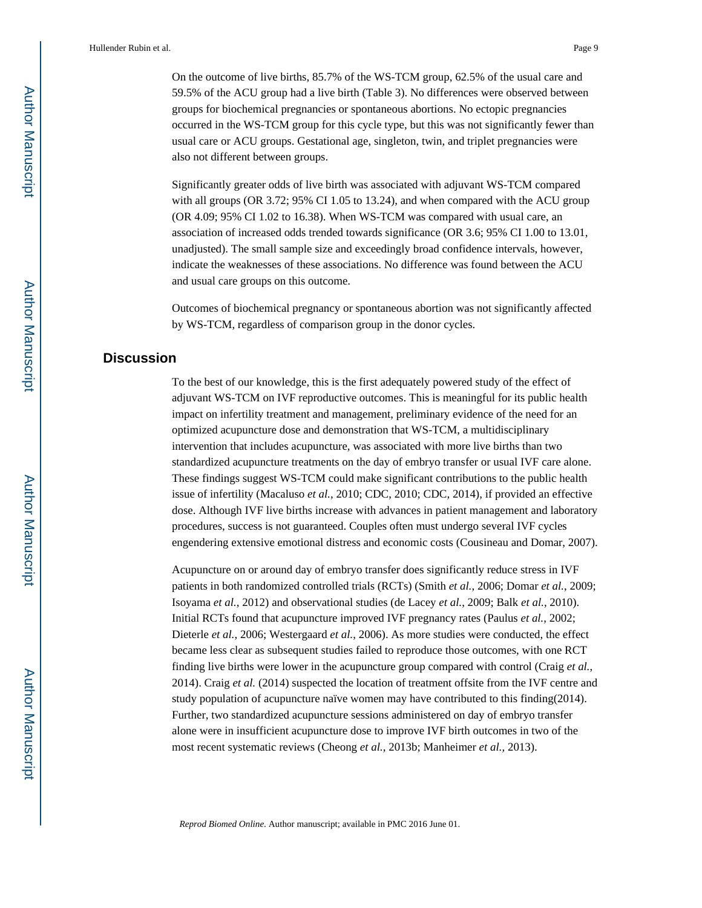On the outcome of live births, 85.7% of the WS-TCM group, 62.5% of the usual care and 59.5% of the ACU group had a live birth (Table 3). No differences were observed between groups for biochemical pregnancies or spontaneous abortions. No ectopic pregnancies occurred in the WS-TCM group for this cycle type, but this was not significantly fewer than usual care or ACU groups. Gestational age, singleton, twin, and triplet pregnancies were also not different between groups.

Significantly greater odds of live birth was associated with adjuvant WS-TCM compared with all groups (OR 3.72; 95% CI 1.05 to 13.24), and when compared with the ACU group (OR 4.09; 95% CI 1.02 to 16.38). When WS-TCM was compared with usual care, an association of increased odds trended towards significance (OR 3.6; 95% CI 1.00 to 13.01, unadjusted). The small sample size and exceedingly broad confidence intervals, however, indicate the weaknesses of these associations. No difference was found between the ACU and usual care groups on this outcome.

Outcomes of biochemical pregnancy or spontaneous abortion was not significantly affected by WS-TCM, regardless of comparison group in the donor cycles.

## Discussion

To the best of our knowledge, this is the first adequately powered study of the effect of adjuvant WS-TCM on IVF reproductive outcomes. This is meaningful for its public health impact on infertility treatment and management, preliminary evidence of the need for an optimized acupuncture dose and demonstration that WS-TCM, a multidisciplinary intervention that includes acupuncture, was associated with more live births than two standardized acupuncture treatments on the day of embryo transfer or usual IVF care alone. These findings suggest WS-TCM could make significant contributions to the public health issue of infertility (Macaluso *et al.*, 2010; CDC, 2010; CDC, 2014), if provided an effective dose. Although IVF live births increase with advances in patient management and laboratory procedures, success is not guaranteed. Couples often must undergo several IVF cycles engendering extensive emotional distress and economic costs (Cousineau and Domar, 2007).

Acupuncture on or around day of embryo transfer does significantly reduce stress in IVF patients in both randomized controlled trials (RCTs) (Smith *et al.*, 2006; Domar *et al.*, 2009; Isoyama *et al.*, 2012) and observational studies (de Lacey *et al.*, 2009; Balk *et al.*, 2010). Initial RCTs found that acupuncture improved IVF pregnancy rates (Paulus *et al.*, 2002; Dieterle *et al.*, 2006; Westergaard *et al.*, 2006). As more studies were conducted, the effect became less clear as subsequent studies failed to reproduce those outcomes, with one RCT finding live births were lower in the acupuncture group compared with control (Craig *et al.*, 2014). Craig *et al.* (2014) suspected the location of treatment offsite from the IVF centre and study population of acupuncture naïve women may have contributed to this finding(2014). Further, two standardized acupuncture sessions administered on day of embryo transfer alone were in insufficient acupuncture dose to improve IVF birth outcomes in two of the most recent systematic reviews (Cheong *et al.*, 2013b; Manheimer *et al.*, 2013).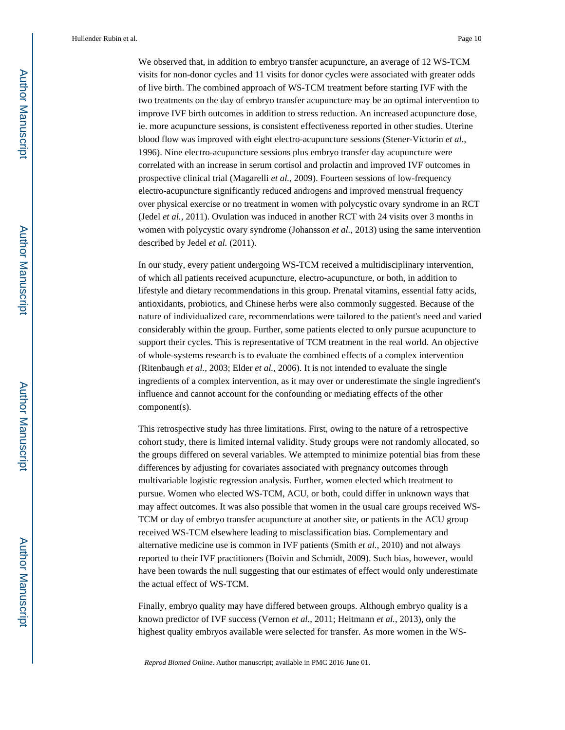We observed that, in addition to embryo transfer acupuncture, an average of 12 WS-TCM visits for non-donor cycles and 11 visits for donor cycles were associated with greater odds of live birth. The combined approach of WS-TCM treatment before starting IVF with the two treatments on the day of embryo transfer acupuncture may be an optimal intervention to improve IVF birth outcomes in addition to stress reduction. An increased acupuncture dose, ie. more acupuncture sessions, is consistent effectiveness reported in other studies. Uterine blood flow was improved with eight electro-acupuncture sessions (Stener-Victorin *et al.*, 1996). Nine electro-acupuncture sessions plus embryo transfer day acupuncture were correlated with an increase in serum cortisol and prolactin and improved IVF outcomes in prospective clinical trial (Magarelli *et al.*, 2009). Fourteen sessions of low-frequency electro-acupuncture significantly reduced androgens and improved menstrual frequency over physical exercise or no treatment in women with polycystic ovary syndrome in an RCT (Jedel *et al.*, 2011). Ovulation was induced in another RCT with 24 visits over 3 months in women with polycystic ovary syndrome (Johansson *et al.*, 2013) using the same intervention described by Jedel *et al.* (2011).

In our study, every patient undergoing WS-TCM received a multidisciplinary intervention, of which all patients received acupuncture, electro-acupuncture, or both, in addition to lifestyle and dietary recommendations in this group. Prenatal vitamins, essential fatty acids, antioxidants, probiotics, and Chinese herbs were also commonly suggested. Because of the nature of individualized care, recommendations were tailored to the patient's need and varied considerably within the group. Further, some patients elected to only pursue acupuncture to support their cycles. This is representative of TCM treatment in the real world. An objective of whole-systems research is to evaluate the combined effects of a complex intervention (Ritenbaugh *et al.*, 2003; Elder *et al.*, 2006). It is not intended to evaluate the single ingredients of a complex intervention, as it may over or underestimate the single ingredient's influence and cannot account for the confounding or mediating effects of the other component(s).

This retrospective study has three limitations. First, owing to the nature of a retrospective cohort study, there is limited internal validity. Study groups were not randomly allocated, so the groups differed on several variables. We attempted to minimize potential bias from these differences by adjusting for covariates associated with pregnancy outcomes through multivariable logistic regression analysis. Further, women elected which treatment to pursue. Women who elected WS-TCM, ACU, or both, could differ in unknown ways that may affect outcomes. It was also possible that women in the usual care groups received WS-TCM or day of embryo transfer acupuncture at another site, or patients in the ACU group received WS-TCM elsewhere leading to misclassification bias. Complementary and alternative medicine use is common in IVF patients (Smith *et al.*, 2010) and not always reported to their IVF practitioners (Boivin and Schmidt, 2009). Such bias, however, would have been towards the null suggesting that our estimates of effect would only underestimate the actual effect of WS-TCM.

Finally, embryo quality may have differed between groups. Although embryo quality is a known predictor of IVF success (Vernon *et al.*, 2011; Heitmann *et al.*, 2013), only the highest quality embryos available were selected for transfer. As more women in the WS-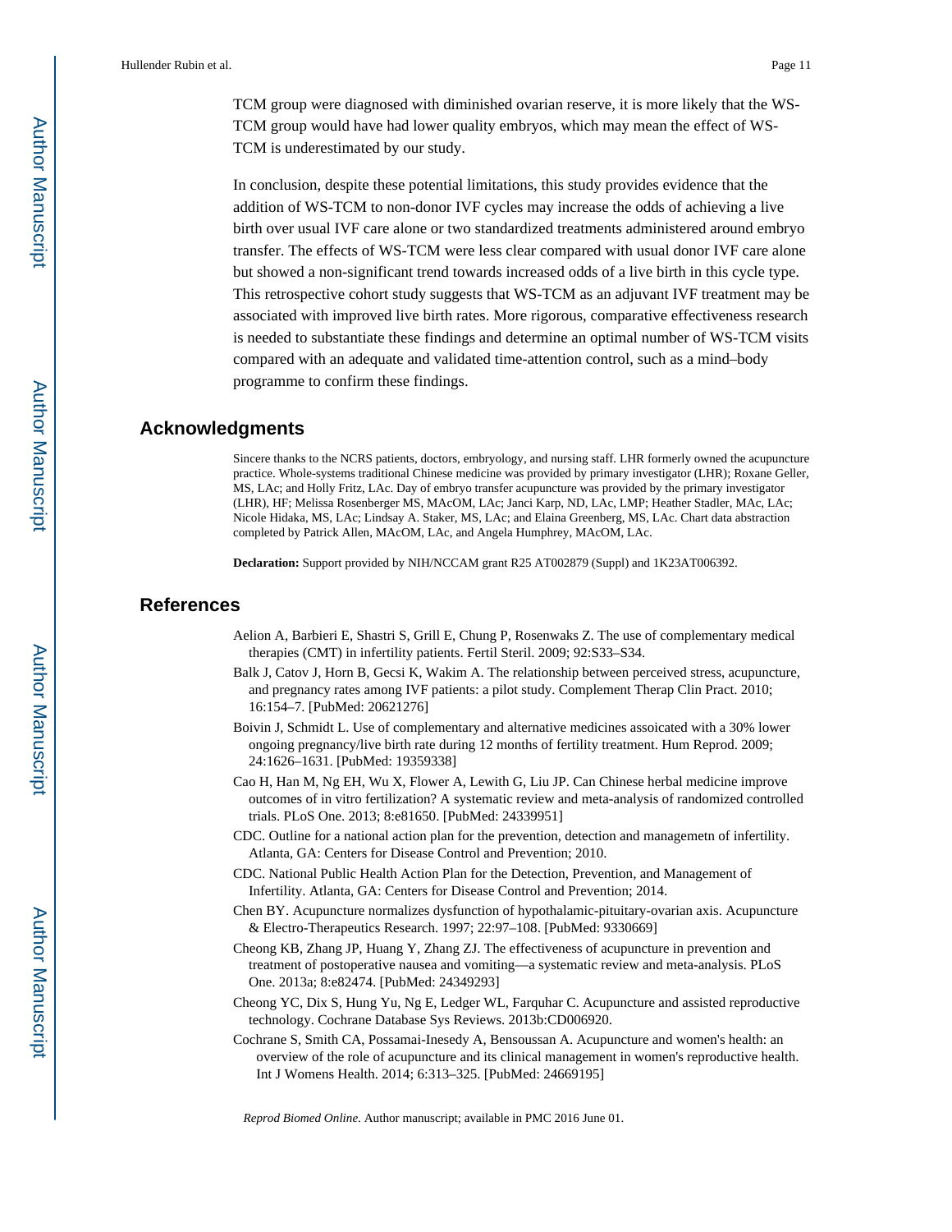TCM group were diagnosed with diminished ovarian reserve, it is more likely that the WS-TCM group would have had lower quality embryos, which may mean the effect of WS-TCM is underestimated by our study.

In conclusion, despite these potential limitations, this study provides evidence that the addition of WS-TCM to non-donor IVF cycles may increase the odds of achieving a live birth over usual IVF care alone or two standardized treatments administered around embryo transfer. The effects of WS-TCM were less clear compared with usual donor IVF care alone but showed a non-significant trend towards increased odds of a live birth in this cycle type. This retrospective cohort study suggests that WS-TCM as an adjuvant IVF treatment may be associated with improved live birth rates. More rigorous, comparative effectiveness research is needed to substantiate these findings and determine an optimal number of WS-TCM visits compared with an adequate and validated time-attention control, such as a mind–body programme to confirm these findings.

## Acknowledgments

Sincere thanks to the NCRS patients, doctors, embryology, and nursing staff. LHR formerly owned the acupuncture practice. Whole-systems traditional Chinese medicine was provided by primary investigator (LHR); Roxane Geller, MS, LAc; and Holly Fritz, LAc. Day of embryo transfer acupuncture was provided by the primary investigator (LHR), HF; Melissa Rosenberger MS, MAcOM, LAc; Janci Karp, ND, LAc, LMP; Heather Stadler, MAc, LAc; Nicole Hidaka, MS, LAc; Lindsay A. Staker, MS, LAc; and Elaina Greenberg, MS, LAc. Chart data abstraction completed by Patrick Allen, MAcOM, LAc, and Angela Humphrey, MAcOM, LAc.

**Declaration:** Support provided by NIH/NCCAM grant R25 AT002879 (Suppl) and 1K23AT006392.

## References

Aelion A, Barbieri E, Shastri S, Grill E, Chung P, Rosenwaks Z. The use of complementary medical therapies (CMT) in infertility patients. Fertil Steril. 2009; 92:S33–S34.

Balk J, Catov J, Horn B, Gecsi K, Wakim A. The relationship between perceived stress, acupuncture, and pregnancy rates among IVF patients: a pilot study. Complement Therap Clin Pract. 2010; 16:154–7. [PubMed: 20621276]

Boivin J, Schmidt L. Use of complementary and alternative medicines assoicated with a 30% lower ongoing pregnancy/live birth rate during 12 months of fertility treatment. Hum Reprod. 2009; 24:1626–1631. [PubMed: 19359338]

Cao H, Han M, Ng EH, Wu X, Flower A, Lewith G, Liu JP. Can Chinese herbal medicine improve outcomes of in vitro fertilization? A systematic review and meta-analysis of randomized controlled trials. PLoS One. 2013; 8:e81650. [PubMed: 24339951]

CDC. Outline for a national action plan for the prevention, detection and managemetn of infertility. Atlanta, GA: Centers for Disease Control and Prevention; 2010.

CDC. National Public Health Action Plan for the Detection, Prevention, and Management of Infertility. Atlanta, GA: Centers for Disease Control and Prevention; 2014.

Chen BY. Acupuncture normalizes dysfunction of hypothalamic-pituitary-ovarian axis. Acupuncture & Electro-Therapeutics Research. 1997; 22:97–108. [PubMed: 9330669]

Cheong KB, Zhang JP, Huang Y, Zhang ZJ. The effectiveness of acupuncture in prevention and treatment of postoperative nausea and vomiting—a systematic review and meta-analysis. PLoS One. 2013a; 8:e82474. [PubMed: 24349293]

Cheong YC, Dix S, Hung Yu, Ng E, Ledger WL, Farquhar C. Acupuncture and assisted reproductive technology. Cochrane Database Sys Reviews. 2013b:CD006920.

Cochrane S, Smith CA, Possamai-Inesedy A, Bensoussan A. Acupuncture and women's health: an overview of the role of acupuncture and its clinical management in women's reproductive health. Int J Womens Health. 2014; 6:313–325. [PubMed: 24669195]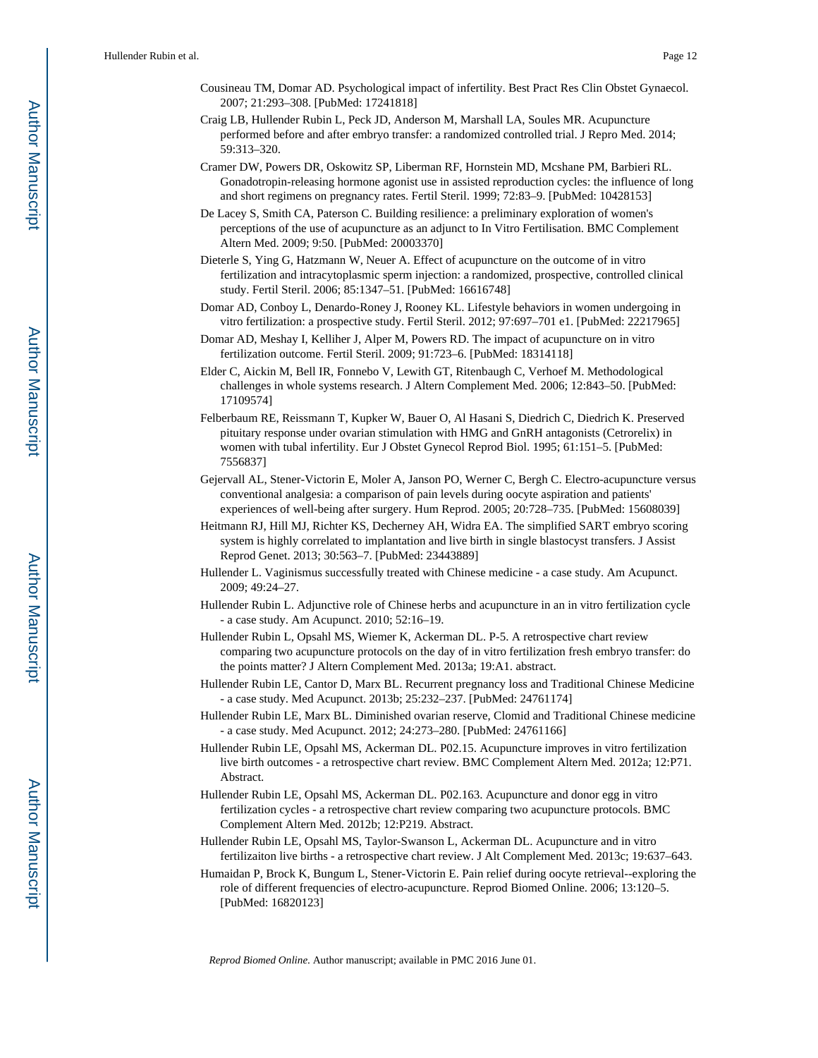Cousineau TM, Domar AD. Psychological impact of infertility. Best Pract Res Clin Obstet Gynaecol. 2007; 21:293–308. [PubMed: 17241818]

Craig LB, Hullender Rubin L, Peck JD, Anderson M, Marshall LA, Soules MR. Acupuncture performed before and after embryo transfer: a randomized controlled trial. J Repro Med. 2014; 59:313–320.

Cramer DW, Powers DR, Oskowitz SP, Liberman RF, Hornstein MD, Mcshane PM, Barbieri RL. Gonadotropin-releasing hormone agonist use in assisted reproduction cycles: the influence of long and short regimens on pregnancy rates. Fertil Steril. 1999; 72:83–9. [PubMed: 10428153]

De Lacey S, Smith CA, Paterson C. Building resilience: a preliminary exploration of women's perceptions of the use of acupuncture as an adjunct to In Vitro Fertilisation. BMC Complement Altern Med. 2009; 9:50. [PubMed: 20003370]

Dieterle S, Ying G, Hatzmann W, Neuer A. Effect of acupuncture on the outcome of in vitro fertilization and intracytoplasmic sperm injection: a randomized, prospective, controlled clinical study. Fertil Steril. 2006; 85:1347–51. [PubMed: 16616748]

Domar AD, Conboy L, Denardo-Roney J, Rooney KL. Lifestyle behaviors in women undergoing in vitro fertilization: a prospective study. Fertil Steril. 2012; 97:697–701 e1. [PubMed: 22217965]

Domar AD, Meshay I, Kelliher J, Alper M, Powers RD. The impact of acupuncture on in vitro fertilization outcome. Fertil Steril. 2009; 91:723–6. [PubMed: 18314118]

Elder C, Aickin M, Bell IR, Fonnebo V, Lewith GT, Ritenbaugh C, Verhoef M. Methodological challenges in whole systems research. J Altern Complement Med. 2006; 12:843–50. [PubMed: 17109574]

Felberbaum RE, Reissmann T, Kupker W, Bauer O, Al Hasani S, Diedrich C, Diedrich K. Preserved pituitary response under ovarian stimulation with HMG and GnRH antagonists (Cetrorelix) in women with tubal infertility. Eur J Obstet Gynecol Reprod Biol. 1995; 61:151–5. [PubMed: 7556837]

Gejervall AL, Stener-Victorin E, Moler A, Janson PO, Werner C, Bergh C. Electro-acupuncture versus conventional analgesia: a comparison of pain levels during oocyte aspiration and patients' experiences of well-being after surgery. Hum Reprod. 2005; 20:728–735. [PubMed: 15608039]

Heitmann RJ, Hill MJ, Richter KS, Decherney AH, Widra EA. The simplified SART embryo scoring system is highly correlated to implantation and live birth in single blastocyst transfers. J Assist Reprod Genet. 2013; 30:563–7. [PubMed: 23443889]

Hullender L. Vaginismus successfully treated with Chinese medicine - a case study. Am Acupunct. 2009; 49:24–27.

Hullender Rubin L. Adjunctive role of Chinese herbs and acupuncture in an in vitro fertilization cycle - a case study. Am Acupunct. 2010; 52:16–19.

Hullender Rubin L, Opsahl MS, Wiemer K, Ackerman DL. P-5. A retrospective chart review comparing two acupuncture protocols on the day of in vitro fertilization fresh embryo transfer: do the points matter? J Altern Complement Med. 2013a; 19:A1. abstract.

Hullender Rubin LE, Cantor D, Marx BL. Recurrent pregnancy loss and Traditional Chinese Medicine - a case study. Med Acupunct. 2013b; 25:232–237. [PubMed: 24761174]

Hullender Rubin LE, Marx BL. Diminished ovarian reserve, Clomid and Traditional Chinese medicine - a case study. Med Acupunct. 2012; 24:273–280. [PubMed: 24761166]

Hullender Rubin LE, Opsahl MS, Ackerman DL. P02.15. Acupuncture improves in vitro fertilization live birth outcomes - a retrospective chart review. BMC Complement Altern Med. 2012a; 12:P71. Abstract.

Hullender Rubin LE, Opsahl MS, Ackerman DL. P02.163. Acupuncture and donor egg in vitro fertilization cycles - a retrospective chart review comparing two acupuncture protocols. BMC Complement Altern Med. 2012b; 12:P219. Abstract.

Hullender Rubin LE, Opsahl MS, Taylor-Swanson L, Ackerman DL. Acupuncture and in vitro fertilizaiton live births - a retrospective chart review. J Alt Complement Med. 2013c; 19:637–643.

Humaidan P, Brock K, Bungum L, Stener-Victorin E. Pain relief during oocyte retrieval--exploring the role of different frequencies of electro-acupuncture. Reprod Biomed Online. 2006; 13:120–5. [PubMed: 16820123]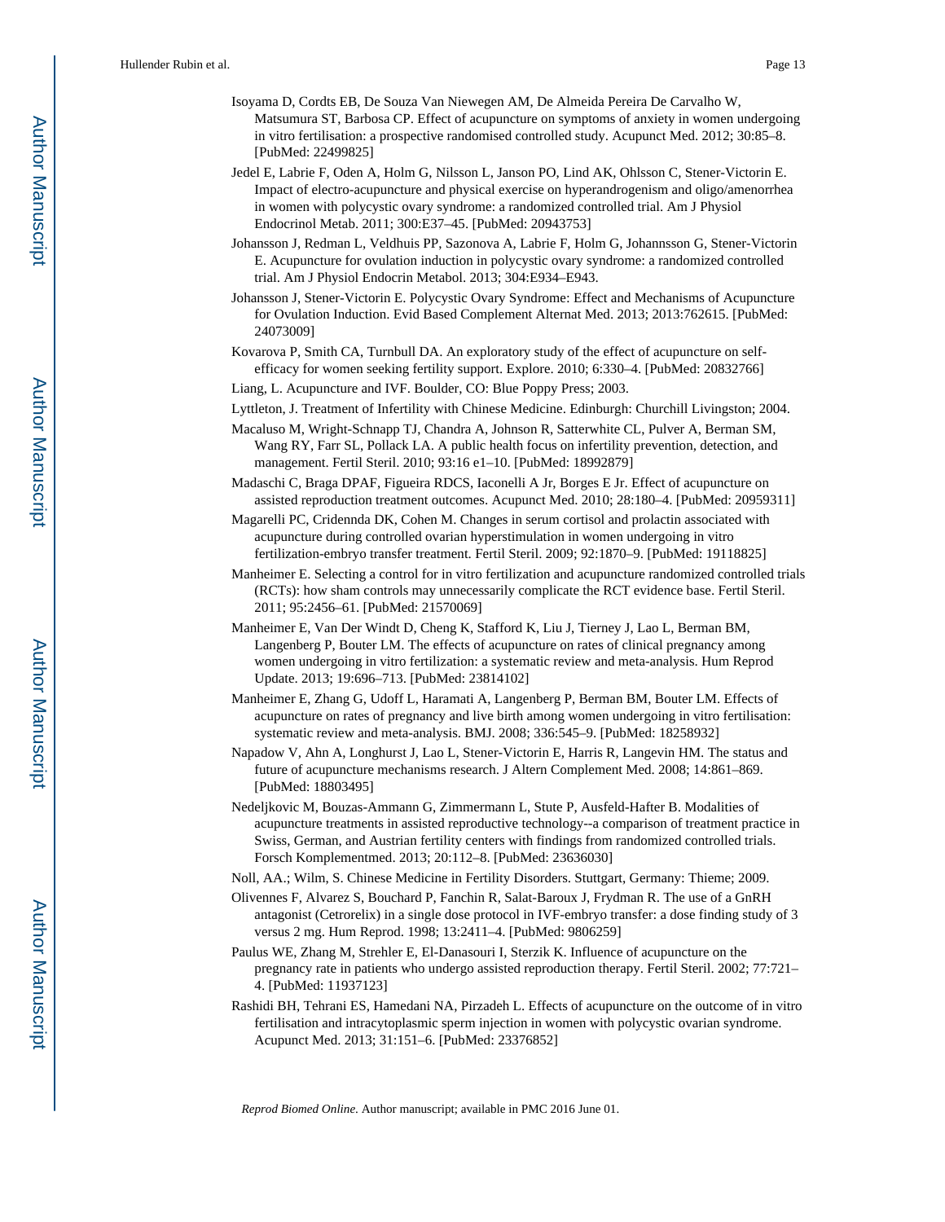Isoyama D, Cordts EB, De Souza Van Niewegen AM, De Almeida Pereira De Carvalho W, Matsumura ST, Barbosa CP. Effect of acupuncture on symptoms of anxiety in women undergoing in vitro fertilisation: a prospective randomised controlled study. Acupunct Med. 2012; 30:85–8. [PubMed: 22499825]

Jedel E, Labrie F, Oden A, Holm G, Nilsson L, Janson PO, Lind AK, Ohlsson C, Stener-Victorin E. Impact of electro-acupuncture and physical exercise on hyperandrogenism and oligo/amenorrhea in women with polycystic ovary syndrome: a randomized controlled trial. Am J Physiol Endocrinol Metab. 2011; 300:E37–45. [PubMed: 20943753]

Johansson J, Redman L, Veldhuis PP, Sazonova A, Labrie F, Holm G, Johannsson G, Stener-Victorin E. Acupuncture for ovulation induction in polycystic ovary syndrome: a randomized controlled trial. Am J Physiol Endocrin Metabol. 2013; 304:E934–E943.

Johansson J, Stener-Victorin E. Polycystic Ovary Syndrome: Effect and Mechanisms of Acupuncture for Ovulation Induction. Evid Based Complement Alternat Med. 2013; 2013:762615. [PubMed: 24073009]

Kovarova P, Smith CA, Turnbull DA. An exploratory study of the effect of acupuncture on self-efficacy for women seeking fertility support. Explore. 2010; 6:330–4. [PubMed: 20832766]

Liang, L. Acupuncture and IVF. Boulder, CO: Blue Poppy Press; 2003.

Lyttleton, J. Treatment of Infertility with Chinese Medicine. Edinburgh: Churchill Livingston; 2004.

Macaluso M, Wright-Schnapp TJ, Chandra A, Johnson R, Satterwhite CL, Pulver A, Berman SM, Wang RY, Farr SL, Pollack LA. A public health focus on infertility prevention, detection, and management. Fertil Steril. 2010; 93:16 e1–10. [PubMed: 18992879]

Madaschi C, Braga DPAF, Figueira RDCS, Iaconelli A Jr, Borges E Jr. Effect of acupuncture on assisted reproduction treatment outcomes. Acupunct Med. 2010; 28:180–4. [PubMed: 20959311]

Magarelli PC, Cridennda DK, Cohen M. Changes in serum cortisol and prolactin associated with acupuncture during controlled ovarian hyperstimulation in women undergoing in vitro fertilization-embryo transfer treatment. Fertil Steril. 2009; 92:1870–9. [PubMed: 19118825]

Manheimer E. Selecting a control for in vitro fertilization and acupuncture randomized controlled trials (RCTs): how sham controls may unnecessarily complicate the RCT evidence base. Fertil Steril. 2011; 95:2456–61. [PubMed: 21570069]

Manheimer E, Van Der Windt D, Cheng K, Stafford K, Liu J, Tierney J, Lao L, Berman BM, Langenberg P, Bouter LM. The effects of acupuncture on rates of clinical pregnancy among women undergoing in vitro fertilization: a systematic review and meta-analysis. Hum Reprod Update. 2013; 19:696–713. [PubMed: 23814102]

Manheimer E, Zhang G, Udoff L, Haramati A, Langenberg P, Berman BM, Bouter LM. Effects of acupuncture on rates of pregnancy and live birth among women undergoing in vitro fertilisation: systematic review and meta-analysis. BMJ. 2008; 336:545–9. [PubMed: 18258932]

Napadow V, Ahn A, Longhurst J, Lao L, Stener-Victorin E, Harris R, Langevin HM. The status and future of acupuncture mechanisms research. J Altern Complement Med. 2008; 14:861–869. [PubMed: 18803495]

Nedeljkovic M, Bouzas-Ammann G, Zimmermann L, Stute P, Ausfeld-Hafter B. Modalities of acupuncture treatments in assisted reproductive technology--a comparison of treatment practice in Swiss, German, and Austrian fertility centers with findings from randomized controlled trials. Forsch Komplementmed. 2013; 20:112–8. [PubMed: 23636030]

Noll, AA.; Wilm, S. Chinese Medicine in Fertility Disorders. Stuttgart, Germany: Thieme; 2009.

Olivennes F, Alvarez S, Bouchard P, Fanchin R, Salat-Baroux J, Frydman R. The use of a GnRH antagonist (Cetrorelix) in a single dose protocol in IVF-embryo transfer: a dose finding study of 3 versus 2 mg. Hum Reprod. 1998; 13:2411–4. [PubMed: 9806259]

Paulus WE, Zhang M, Strehler E, El-Danasouri I, Sterzik K. Influence of acupuncture on the pregnancy rate in patients who undergo assisted reproduction therapy. Fertil Steril. 2002; 77:721–4. [PubMed: 11937123]

Rashidi BH, Tehrani ES, Hamedani NA, Pirzadeh L. Effects of acupuncture on the outcome of in vitro fertilisation and intracytoplasmic sperm injection in women with polycystic ovarian syndrome. Acupunct Med. 2013; 31:151–6. [PubMed: 23376852]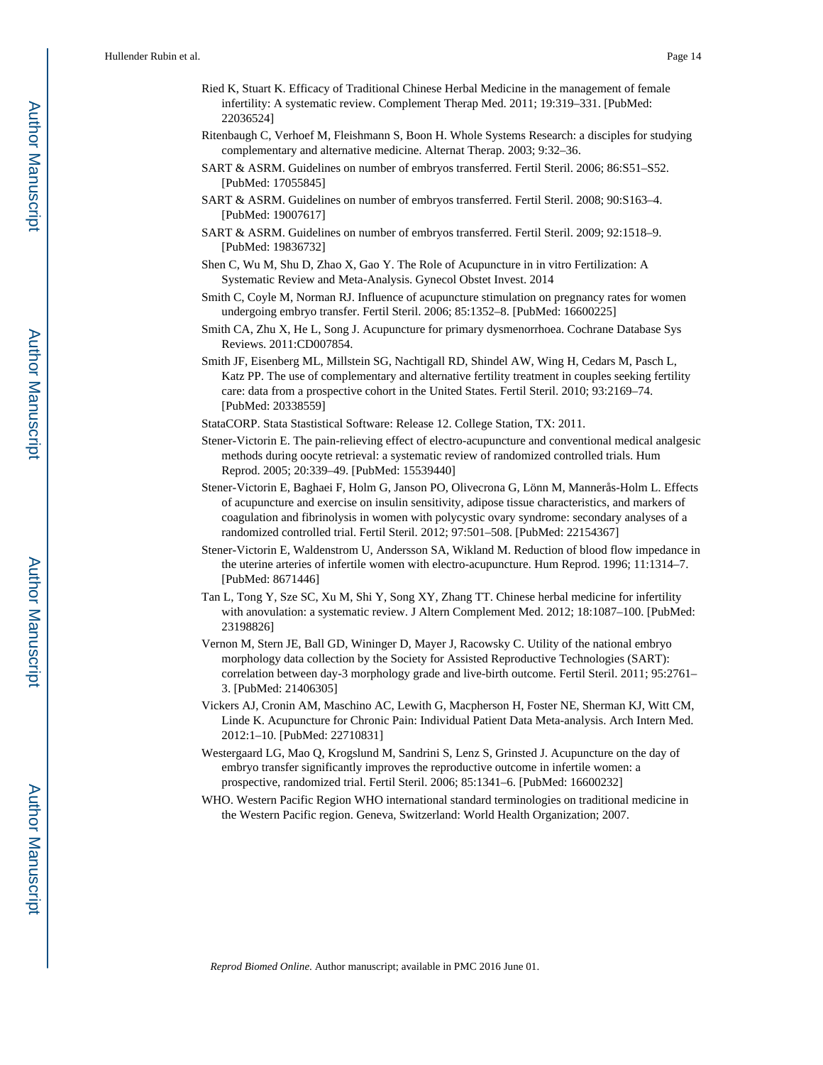Ried K, Stuart K. Efficacy of Traditional Chinese Herbal Medicine in the management of female infertility: A systematic review. Complement Therap Med. 2011; 19:319–331. [PubMed: 22036524]

Ritenbaugh C, Verhoef M, Fleishmann S, Boon H. Whole Systems Research: a disciples for studying complementary and alternative medicine. Alternat Therap. 2003; 9:32–36.

SART & ASRM. Guidelines on number of embryos transferred. Fertil Steril. 2006; 86:S51–S52. [PubMed: 17055845]

SART & ASRM. Guidelines on number of embryos transferred. Fertil Steril. 2008; 90:S163–4. [PubMed: 19007617]

SART & ASRM. Guidelines on number of embryos transferred. Fertil Steril. 2009; 92:1518–9. [PubMed: 19836732]

Shen C, Wu M, Shu D, Zhao X, Gao Y. The Role of Acupuncture in in vitro Fertilization: A Systematic Review and Meta-Analysis. Gynecol Obstet Invest. 2014

Smith C, Coyle M, Norman RJ. Influence of acupuncture stimulation on pregnancy rates for women undergoing embryo transfer. Fertil Steril. 2006; 85:1352–8. [PubMed: 16600225]

Smith CA, Zhu X, He L, Song J. Acupuncture for primary dysmenorrhoea. Cochrane Database Sys Reviews. 2011:CD007854.

Smith JF, Eisenberg ML, Millstein SG, Nachtigall RD, Shindel AW, Wing H, Cedars M, Pasch L, Katz PP. The use of complementary and alternative fertility treatment in couples seeking fertility care: data from a prospective cohort in the United States. Fertil Steril. 2010; 93:2169–74. [PubMed: 20338559]

StataCORP. Stata Stastistical Software: Release 12. College Station, TX: 2011.

Stener-Victorin E. The pain-relieving effect of electro-acupuncture and conventional medical analgesic methods during oocyte retrieval: a systematic review of randomized controlled trials. Hum Reprod. 2005; 20:339–49. [PubMed: 15539440]

Stener-Victorin E, Baghaei F, Holm G, Janson PO, Olivecrona G, Lönn M, Mannerås-Holm L. Effects of acupuncture and exercise on insulin sensitivity, adipose tissue characteristics, and markers of coagulation and fibrinolysis in women with polycystic ovary syndrome: secondary analyses of a randomized controlled trial. Fertil Steril. 2012; 97:501–508. [PubMed: 22154367]

Stener-Victorin E, Waldenstrom U, Andersson SA, Wikland M. Reduction of blood flow impedance in the uterine arteries of infertile women with electro-acupuncture. Hum Reprod. 1996; 11:1314–7. [PubMed: 8671446]

Tan L, Tong Y, Sze SC, Xu M, Shi Y, Song XY, Zhang TT. Chinese herbal medicine for infertility with anovulation: a systematic review. J Altern Complement Med. 2012; 18:1087–100. [PubMed: 23198826]

Vernon M, Stern JE, Ball GD, Wininger D, Mayer J, Racowsky C. Utility of the national embryo morphology data collection by the Society for Assisted Reproductive Technologies (SART): correlation between day-3 morphology grade and live-birth outcome. Fertil Steril. 2011; 95:2761–3. [PubMed: 21406305]

Vickers AJ, Cronin AM, Maschino AC, Lewith G, Macpherson H, Foster NE, Sherman KJ, Witt CM, Linde K. Acupuncture for Chronic Pain: Individual Patient Data Meta-analysis. Arch Intern Med. 2012:1–10. [PubMed: 22710831]

Westergaard LG, Mao Q, Krogslund M, Sandrini S, Lenz S, Grinsted J. Acupuncture on the day of embryo transfer significantly improves the reproductive outcome in infertile women: a prospective, randomized trial. Fertil Steril. 2006; 85:1341–6. [PubMed: 16600232]

WHO. Western Pacific Region WHO international standard terminologies on traditional medicine in the Western Pacific region. Geneva, Switzerland: World Health Organization; 2007.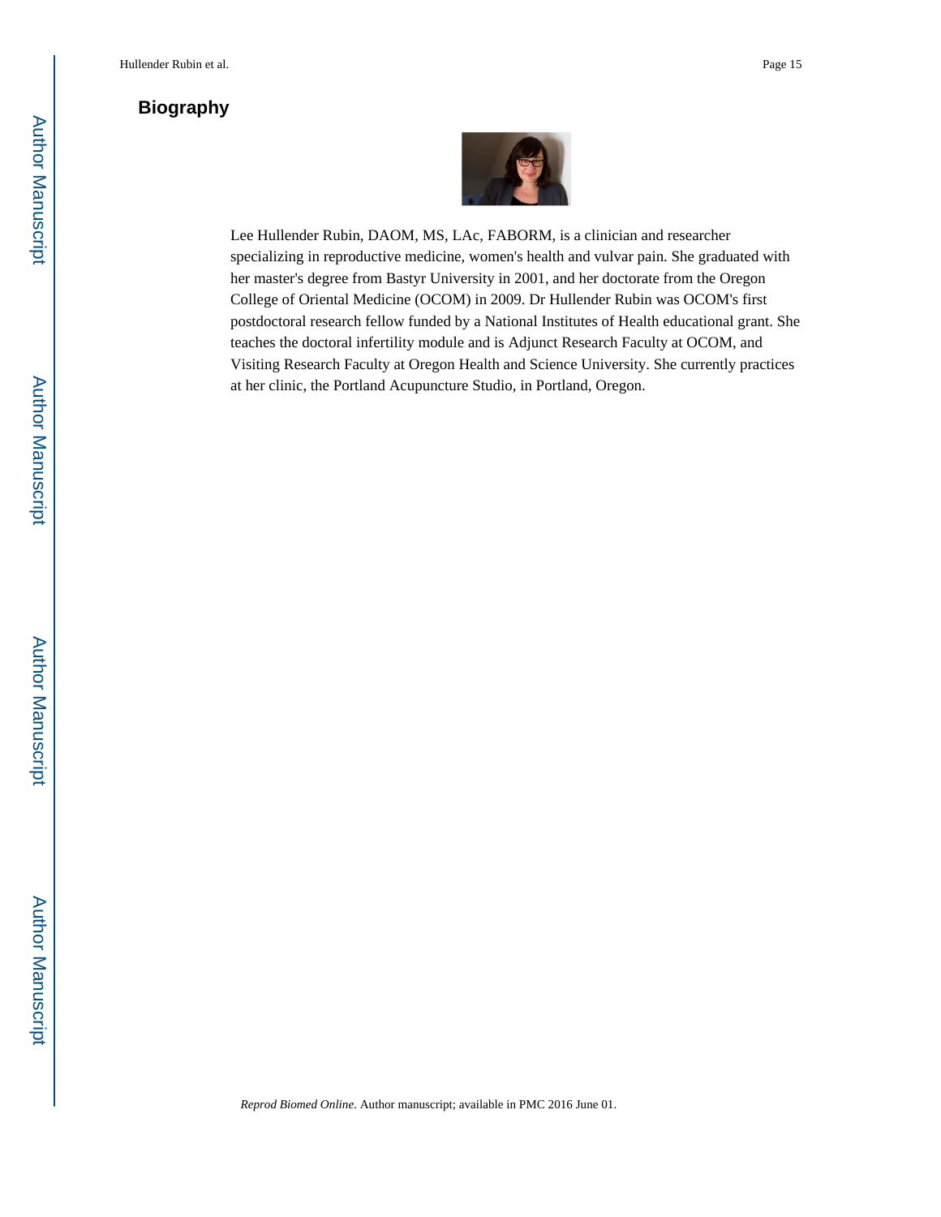## Biography

Lee Hullender Rubin, DAOM, MS, LAc, FABORM, is a clinician and researcher specializing in reproductive medicine, women's health and vulvar pain. She graduated with her master's degree from Bastyr University in 2001, and her doctorate from the Oregon College of Oriental Medicine (OCOM) in 2009. Dr Hullender Rubin was OCOM's first postdoctoral research fellow funded by a National Institutes of Health educational grant. She teaches the doctoral infertility module and is Adjunct Research Faculty at OCOM, and Visiting Research Faculty at Oregon Health and Science University. She currently practices at her clinic, the Portland Acupuncture Studio, in Portland, Oregon.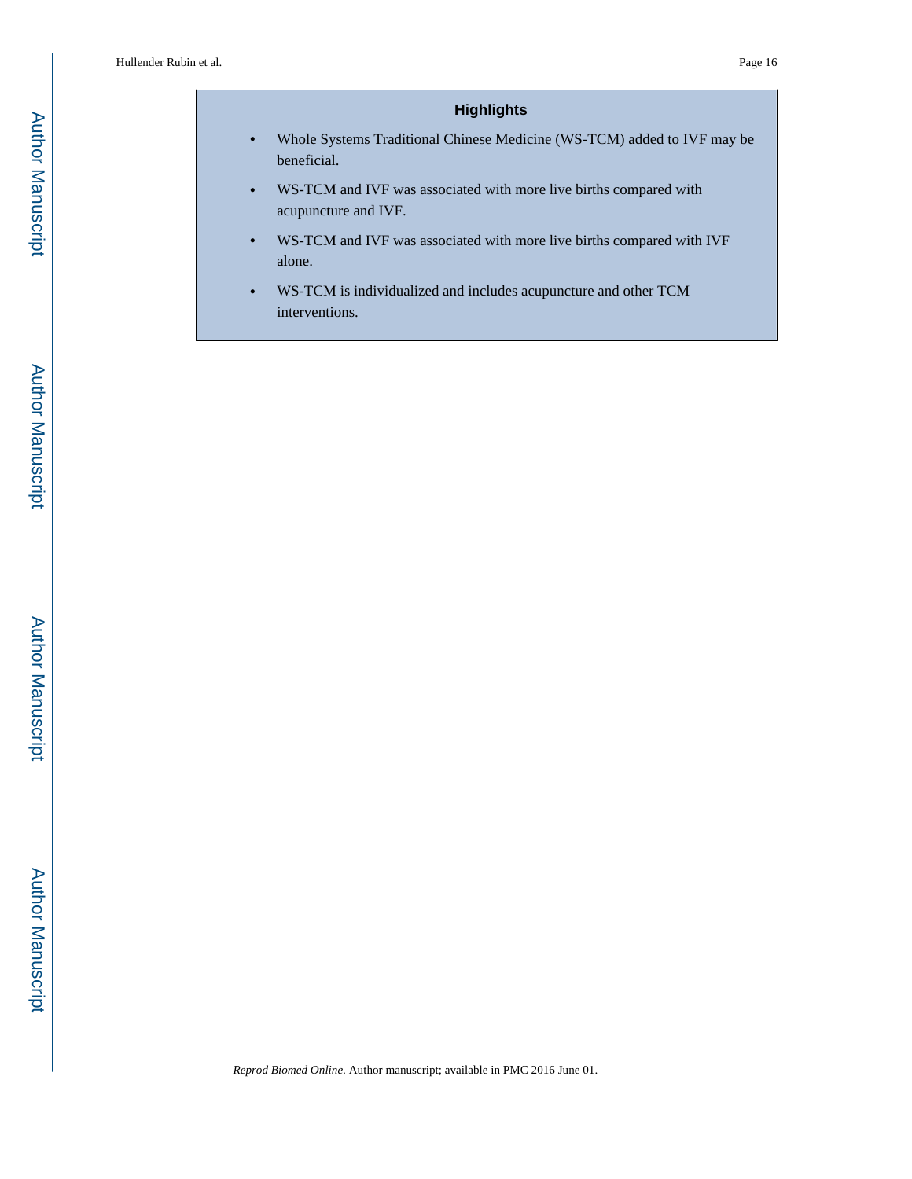## Highlights

- Whole Systems Traditional Chinese Medicine (WS-TCM) added to IVF may be beneficial.
- WS-TCM and IVF was associated with more live births compared with acupuncture and IVF.
- WS-TCM and IVF was associated with more live births compared with IVF alone.
- WS-TCM is individualized and includes acupuncture and other TCM interventions.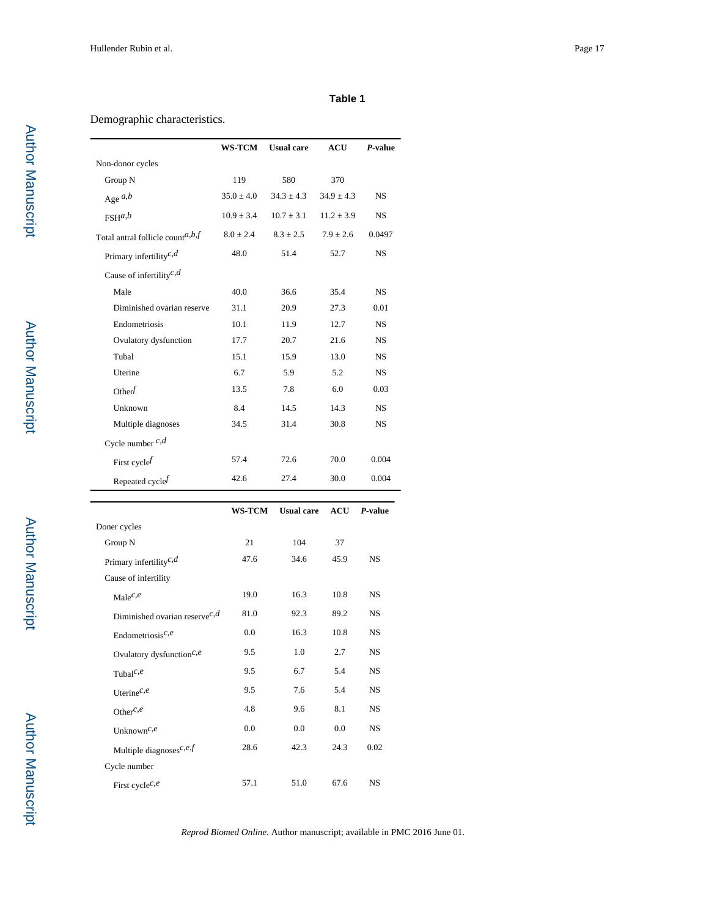**Table 1**

Demographic characteristics.

| | WS-TCM | Usual care | ACU | *P*-value |
|---|---|---|---|---|
| Non-donor cycles | | | | |
| Group N | 119 | 580 | 370 | |
| Age [a,b] | 35.0 ± 4.0 | 34.3 ± 4.3 | 34.9 ± 4.3 | NS |
| FSH[a,b] | 10.9 ± 3.4 | 10.7 ± 3.1 | 11.2 ± 3.9 | NS |
| Total antral follicle count[a,b,f] | 8.0 ± 2.4 | 8.3 ± 2.5 | 7.9 ± 2.6 | 0.0497 |
| Primary infertility[c,d] | 48.0 | 51.4 | 52.7 | NS |
| Cause of infertility[c,d] | | | | |
| Male | 40.0 | 36.6 | 35.4 | NS |
| Diminished ovarian reserve | 31.1 | 20.9 | 27.3 | 0.01 |
| Endometriosis | 10.1 | 11.9 | 12.7 | NS |
| Ovulatory dysfunction | 17.7 | 20.7 | 21.6 | NS |
| Tubal | 15.1 | 15.9 | 13.0 | NS |
| Uterine | 6.7 | 5.9 | 5.2 | NS |
| Other[f] | 13.5 | 7.8 | 6.0 | 0.03 |
| Unknown | 8.4 | 14.5 | 14.3 | NS |
| Multiple diagnoses | 34.5 | 31.4 | 30.8 | NS |
| Cycle number [c,d] | | | | |
| First cycle[f] | 57.4 | 72.6 | 70.0 | 0.004 |
| Repeated cycle[f] | 42.6 | 27.4 | 30.0 | 0.004 |

| | WS-TCM | Usual care | ACU | *P*-value |
|---|---|---|---|---|
| Doner cycles | | | | |
| Group N | 21 | 104 | 37 | |
| Primary infertility[c,d] | 47.6 | 34.6 | 45.9 | NS |
| Cause of infertility | | | | |
| Male[c,e] | 19.0 | 16.3 | 10.8 | NS |
| Diminished ovarian reserve[c,d] | 81.0 | 92.3 | 89.2 | NS |
| Endometriosis[c,e] | 0.0 | 16.3 | 10.8 | NS |
| Ovulatory dysfunction[c,e] | 9.5 | 1.0 | 2.7 | NS |
| Tubal[c,e] | 9.5 | 6.7 | 5.4 | NS |
| Uterine[c,e] | 9.5 | 7.6 | 5.4 | NS |
| Other[c,e] | 4.8 | 9.6 | 8.1 | NS |
| Unknown[c,e] | 0.0 | 0.0 | 0.0 | NS |
| Multiple diagnoses[c,e,f] | 28.6 | 42.3 | 24.3 | 0.02 |
| Cycle number | | | | |
| First cycle[c,e] | 57.1 | 51.0 | 67.6 | NS |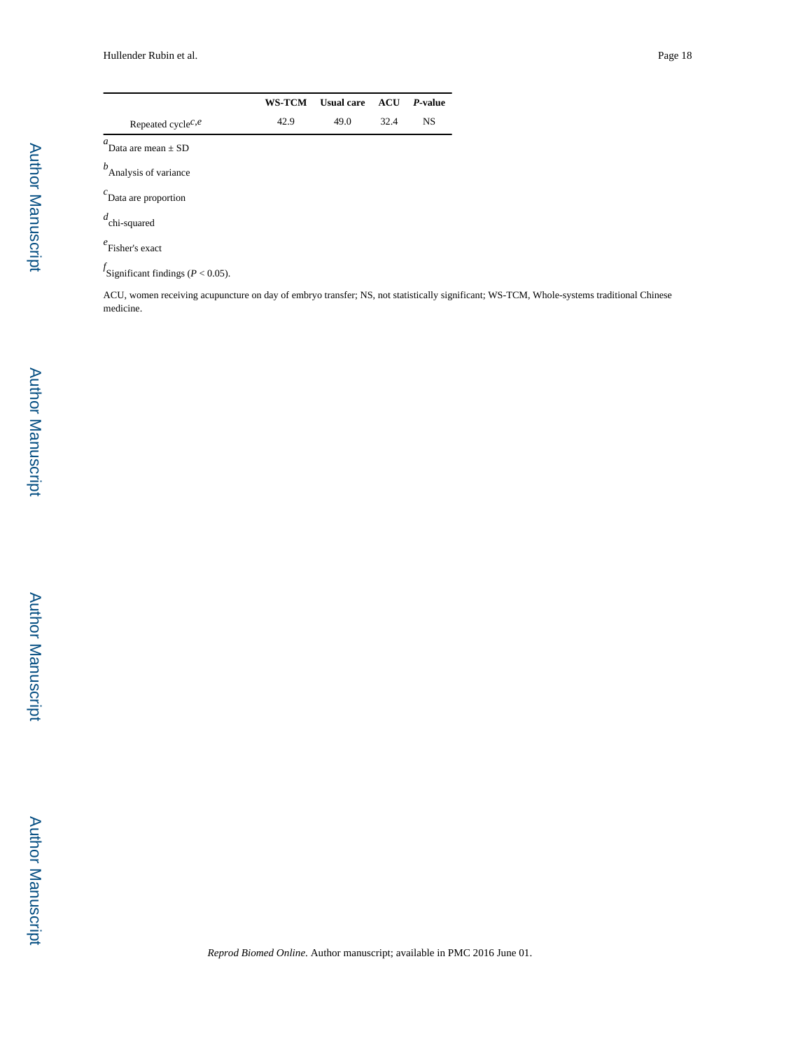| | WS-TCM | Usual care | ACU | *P*-value |
|---|---|---|---|---|
| Repeated cycle[c,e] | 42.9 | 49.0 | 32.4 | NS |

[a]Data are mean ± SD

[b]Analysis of variance

[c]Data are proportion

[d]chi-squared

[e]Fisher's exact

[f]Significant findings ($P < 0.05$).

ACU, women receiving acupuncture on day of embryo transfer; NS, not statistically significant; WS-TCM, Whole-systems traditional Chinese medicine.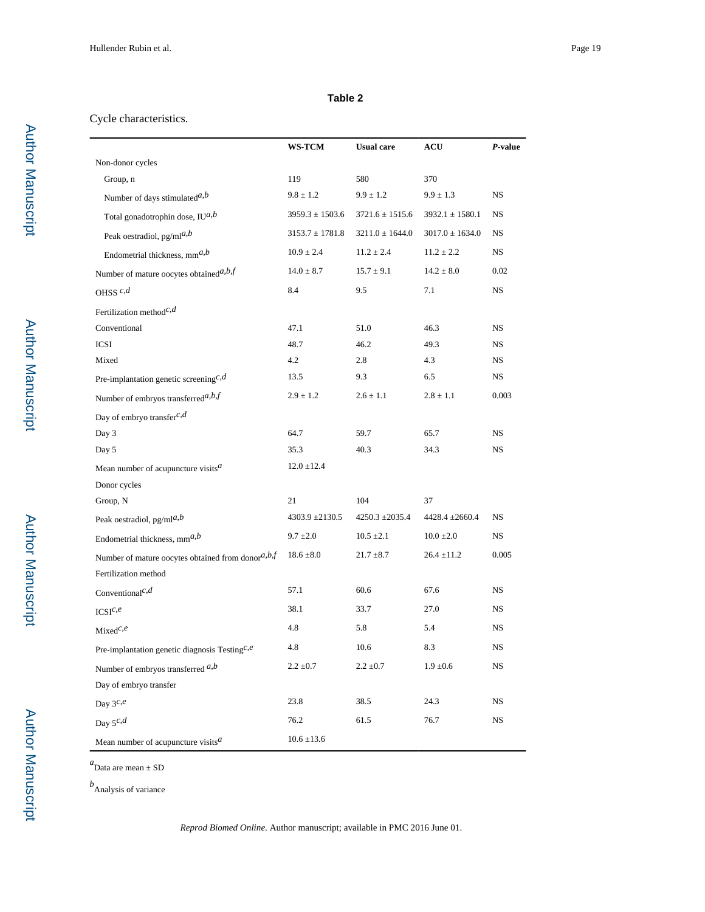**Table 2**

Cycle characteristics.

| | WS-TCM | Usual care | ACU | *P*-value |
|---|---|---|---|---|
| Non-donor cycles | | | | |
| Group, n | 119 | 580 | 370 | |
| Number of days stimulated[a,b] | 9.8 ± 1.2 | 9.9 ± 1.2 | 9.9 ± 1.3 | NS |
| Total gonadotrophin dose, IU[a,b] | 3959.3 ± 1503.6 | 3721.6 ± 1515.6 | 3932.1 ± 1580.1 | NS |
| Peak oestradiol, pg/ml[a,b] | 3153.7 ± 1781.8 | 3211.0 ± 1644.0 | 3017.0 ± 1634.0 | NS |
| Endometrial thickness, mm[a,b] | 10.9 ± 2.4 | 11.2 ± 2.4 | 11.2 ± 2.2 | NS |
| Number of mature oocytes obtained[a,b,f] | 14.0 ± 8.7 | 15.7 ± 9.1 | 14.2 ± 8.0 | 0.02 |
| OHSS [c,d] | 8.4 | 9.5 | 7.1 | NS |
| Fertilization method[c,d] | | | | |
| Conventional | 47.1 | 51.0 | 46.3 | NS |
| ICSI | 48.7 | 46.2 | 49.3 | NS |
| Mixed | 4.2 | 2.8 | 4.3 | NS |
| Pre-implantation genetic screening[c,d] | 13.5 | 9.3 | 6.5 | NS |
| Number of embryos transferred[a,b,f] | 2.9 ± 1.2 | 2.6 ± 1.1 | 2.8 ± 1.1 | 0.003 |
| Day of embryo transfer[c,d] | | | | |
| Day 3 | 64.7 | 59.7 | 65.7 | NS |
| Day 5 | 35.3 | 40.3 | 34.3 | NS |
| Mean number of acupuncture visits[a] | 12.0 ±12.4 | | | |
| Donor cycles | | | | |
| Group, N | 21 | 104 | 37 | |
| Peak oestradiol, pg/ml[a,b] | 4303.9 ±2130.5 | 4250.3 ±2035.4 | 4428.4 ±2660.4 | NS |
| Endometrial thickness, mm[a,b] | 9.7 ±2.0 | 10.5 ±2.1 | 10.0 ±2.0 | NS |
| Number of mature oocytes obtained from donor[a,b,f] | 18.6 ±8.0 | 21.7 ±8.7 | 26.4 ±11.2 | 0.005 |
| Fertilization method | | | | |
| Conventional[c,d] | 57.1 | 60.6 | 67.6 | NS |
| ICSI[c,e] | 38.1 | 33.7 | 27.0 | NS |
| Mixed[c,e] | 4.8 | 5.8 | 5.4 | NS |
| Pre-implantation genetic diagnosis Testing[c,e] | 4.8 | 10.6 | 8.3 | NS |
| Number of embryos transferred [a,b] | 2.2 ±0.7 | 2.2 ±0.7 | 1.9 ±0.6 | NS |
| Day of embryo transfer | | | | |
| Day 3[c,e] | 23.8 | 38.5 | 24.3 | NS |
| Day 5[c,d] | 76.2 | 61.5 | 76.7 | NS |
| Mean number of acupuncture visits[a] | 10.6 ±13.6 | | | |

[a]Data are mean ± SD

[b]Analysis of variance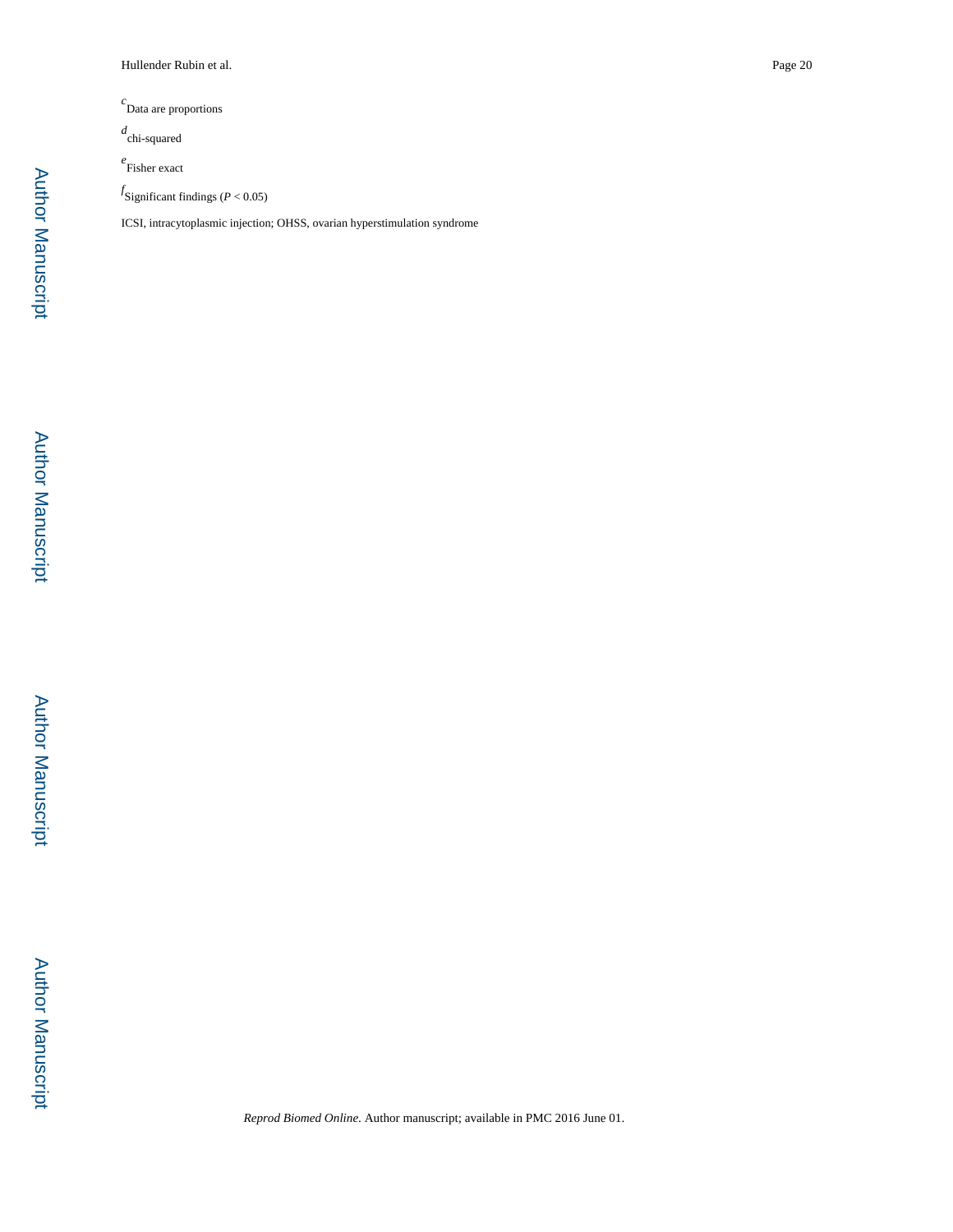[c]Data are proportions

[d]chi-squared

[e]Fisher exact

[f]Significant findings ($P < 0.05$)

ICSI, intracytoplasmic injection; OHSS, ovarian hyperstimulation syndrome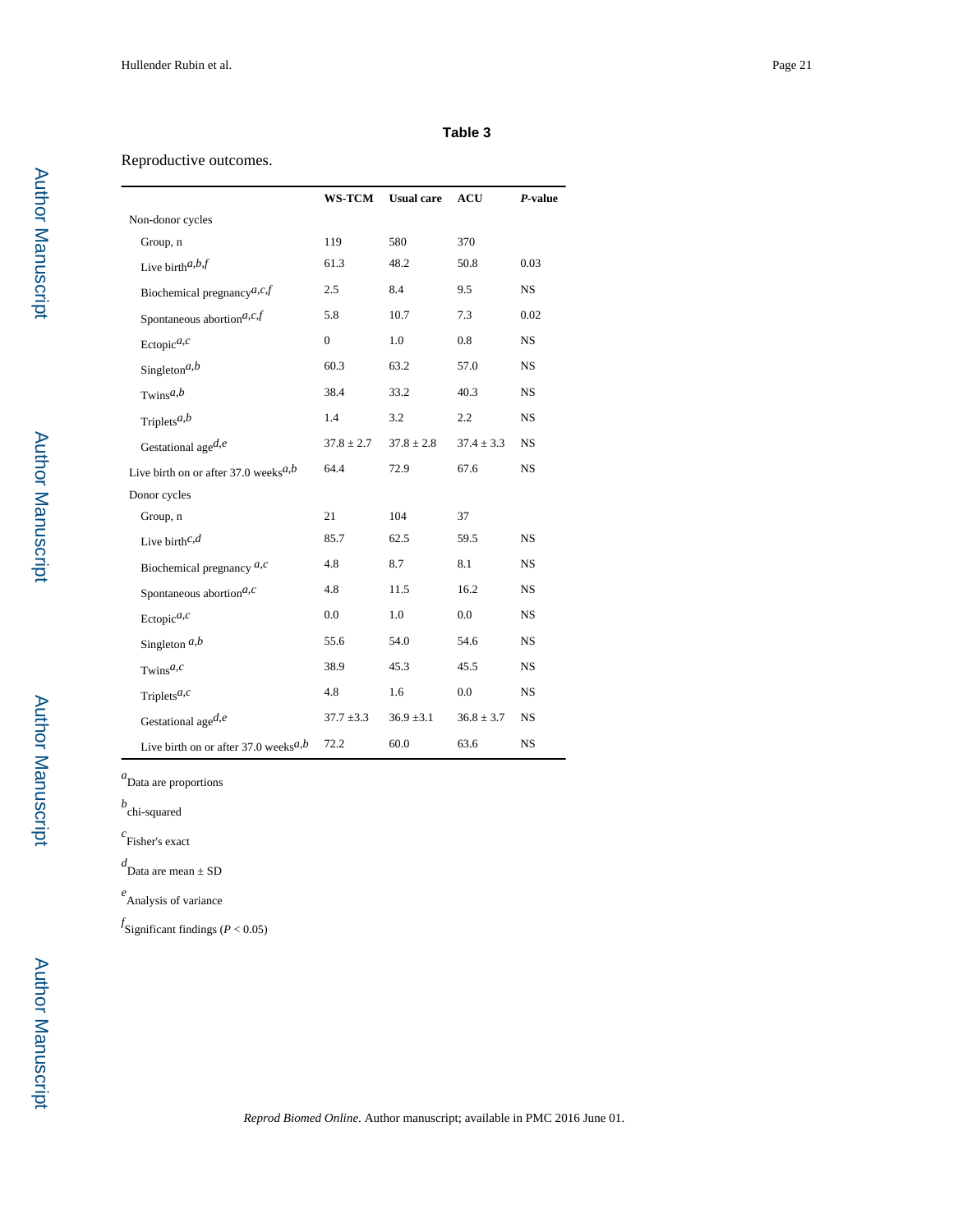**Table 3**

Reproductive outcomes.

| | WS-TCM | Usual care | ACU | *P*-value |
|---|---|---|---|---|
| Non-donor cycles | | | | |
| Group, n | 119 | 580 | 370 | |
| Live birth[a,b,f] | 61.3 | 48.2 | 50.8 | 0.03 |
| Biochemical pregnancy[a,c,f] | 2.5 | 8.4 | 9.5 | NS |
| Spontaneous abortion[a,c,f] | 5.8 | 10.7 | 7.3 | 0.02 |
| Ectopic[a,c] | 0 | 1.0 | 0.8 | NS |
| Singleton[a,b] | 60.3 | 63.2 | 57.0 | NS |
| Twins[a,b] | 38.4 | 33.2 | 40.3 | NS |
| Triplets[a,b] | 1.4 | 3.2 | 2.2 | NS |
| Gestational age[d,e] | 37.8 ± 2.7 | 37.8 ± 2.8 | 37.4 ± 3.3 | NS |
| Live birth on or after 37.0 weeks[a,b] | 64.4 | 72.9 | 67.6 | NS |
| Donor cycles | | | | |
| Group, n | 21 | 104 | 37 | |
| Live birth[c,d] | 85.7 | 62.5 | 59.5 | NS |
| Biochemical pregnancy [a,c] | 4.8 | 8.7 | 8.1 | NS |
| Spontaneous abortion[a,c] | 4.8 | 11.5 | 16.2 | NS |
| Ectopic[a,c] | 0.0 | 1.0 | 0.0 | NS |
| Singleton [a,b] | 55.6 | 54.0 | 54.6 | NS |
| Twins[a,c] | 38.9 | 45.3 | 45.5 | NS |
| Triplets[a,c] | 4.8 | 1.6 | 0.0 | NS |
| Gestational age[d,e] | 37.7 ±3.3 | 36.9 ±3.1 | 36.8 ± 3.7 | NS |
| Live birth on or after 37.0 weeks[a,b] | 72.2 | 60.0 | 63.6 | NS |

[a]Data are proportions

[b]chi-squared

[c]Fisher's exact

[d]Data are mean ± SD

[e]Analysis of variance

[f]Significant findings ($P < 0.05$)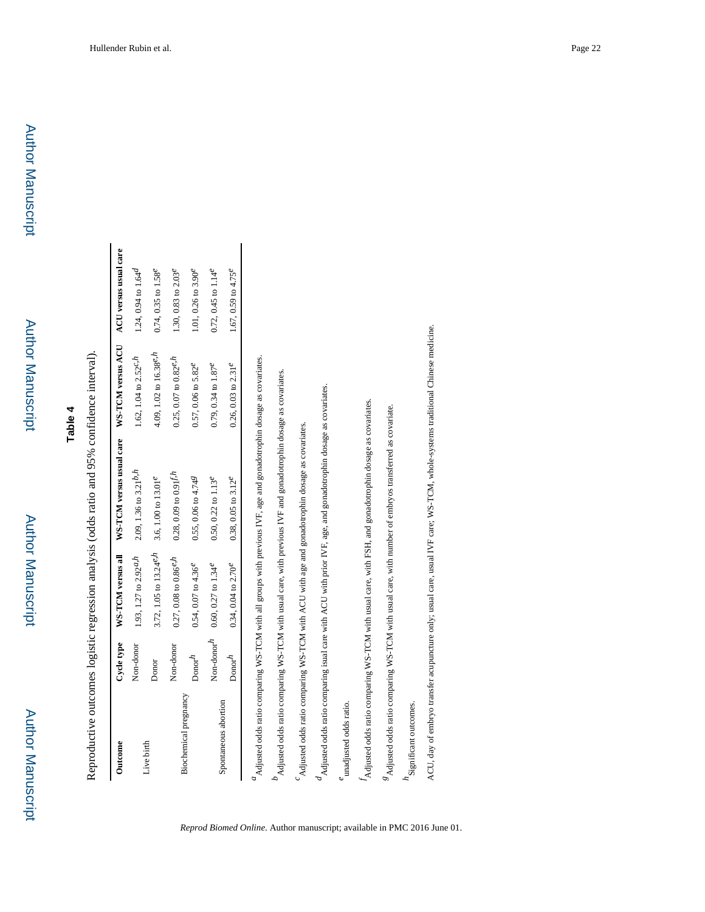## Table 4

Reproductive outcomes logistic regression analysis (odds ratio and 95% confidence interval).

| Outcome | Cycle type | WS-TCM versus all | WS-TCM versus usual care | WS-TCM versus ACU | ACU versus usual care |
|---|---|---|---|---|---|
| Live birth | Non-donor | 1.93, 1.27 to 2.92[a,h] | 2.09, 1.36 to 3.21[b,h] | 1.62, 1.04 to 2.52[c,h] | 1.24, 0.94 to 1.64[d] |
| | Donor | 3.72, 1.05 to 13.24[e,h] | 3.6, 1.00 to 13.01[e] | 4.09, 1.02 to 16.38[e,h] | 0.74, 0.35 to 1.58[e] |
| Biochemical pregnancy | Non-donor | 0.27, 0.08 to 0.86[e,h] | 0.28, 0.09 to 0.91[f,h] | 0.25, 0.07 to 0.82[e,h] | 1.30, 0.83 to 2.03[e] |
| | Donor[h] | 0.54, 0.07 to 4.36[e] | 0.55, 0.06 to 4.74[g] | 0.57, 0.06 to 5.82[e] | 1.01, 0.26 to 3.90[e] |
| Spontaneous abortion | Non-donor[h] | 0.60, 0.27 to 1.34[e] | 0.50, 0.22 to 1.13[e] | 0.79, 0.34 to 1.87[e] | 0.72, 0.45 to 1.14[e] |
| | Donor[h] | 0.34, 0.04 to 2.70[e] | 0.38, 0.05 to 3.12[e] | 0.26, 0.03 to 2.31[e] | 1.67, 0.59 to 4.75[e] |

[a] Adjusted odds ratio comparing WS-TCM with all groups with previous IVF, age and gonadotrophin dosage as covariates.

[b] Adjusted odds ratio comparing WS-TCM with usual care, with previous IVF and gonadotrophin dosage as covariates.

[c] Adjusted odds ratio comparing WS-TCM with ACU with age and gonadotrophin dosage as covariates.

[d] Adjusted odds ratio comparing isual care with ACU with prior IVF, age, and gonadotrophin dosage as covariates.

[e] unadjusted odds ratio.

[f] Adjusted odds ratio comparing WS-TCM with usual care, with FSH, and gonadotrophin dosage as covariates.

[g] Adjusted odds ratio comparing WS-TCM with usual care, with number of embryos transferred as covariate.

[h] Significant outcomes.

ACU, day of embryo transfer acupuncture only; usual care, usual IVF care; WS-TCM, whole-systems traditional Chinese medicine.